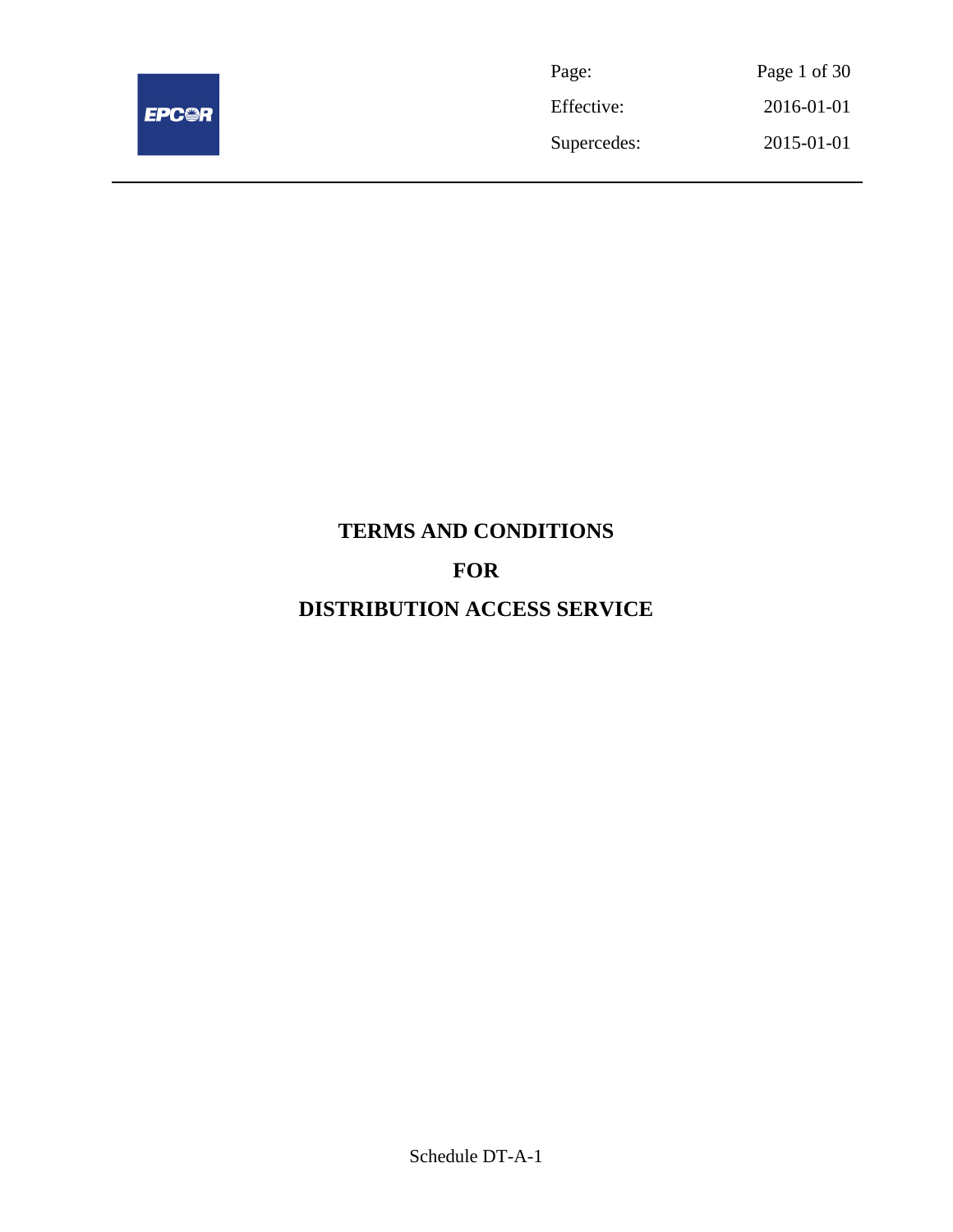# TERMS AND CONDITIONS

# FOR

# DISTRIBUTION ACCESS SERVICE

Schedule DT-A-1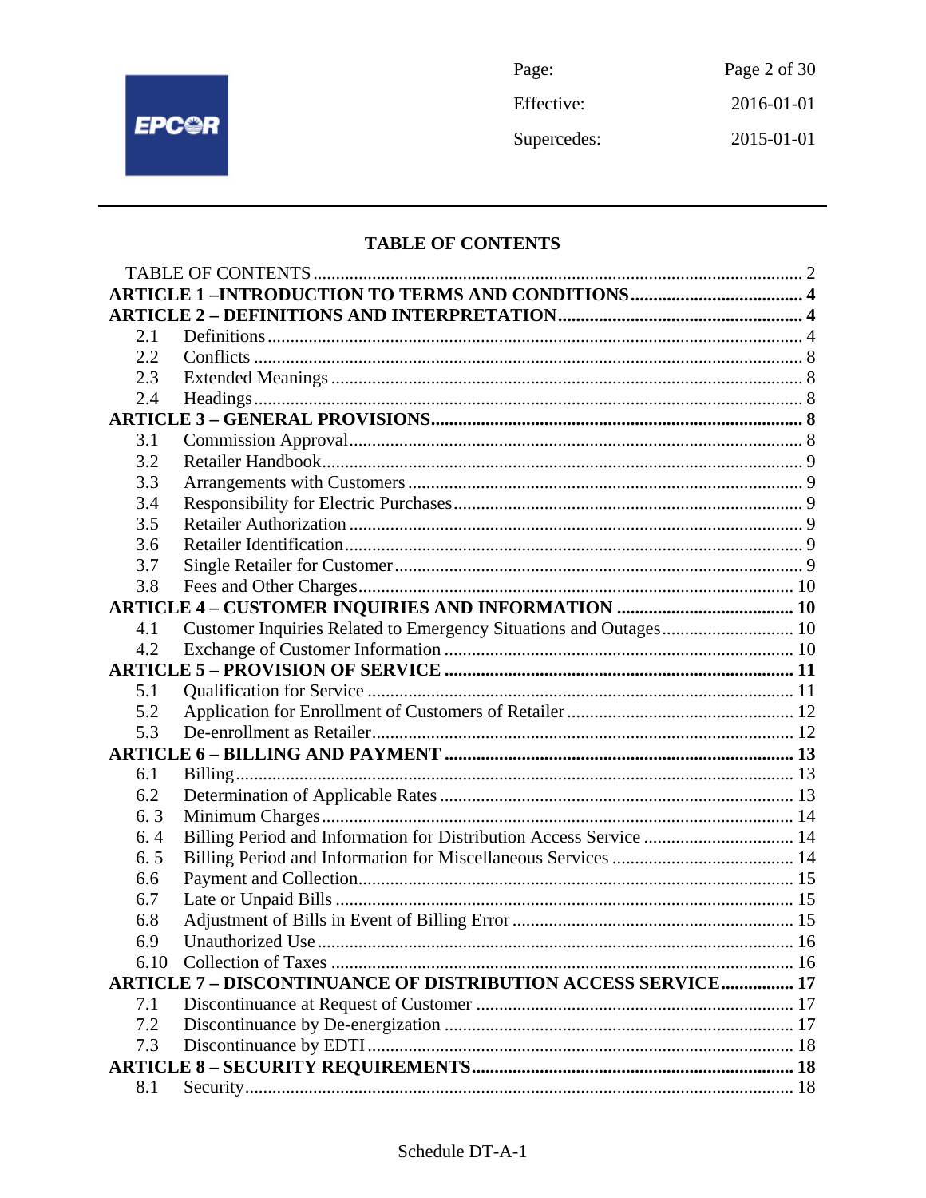# TABLE OF CONTENTS

TABLE OF CONTENTS ..... 2

**ARTICLE 1 –INTRODUCTION TO TERMS AND CONDITIONS ..... 4**

**ARTICLE 2 – DEFINITIONS AND INTERPRETATION ..... 4**

- 2.1 Definitions ..... 4
- 2.2 Conflicts ..... 8
- 2.3 Extended Meanings ..... 8
- 2.4 Headings ..... 8

**ARTICLE 3 – GENERAL PROVISIONS ..... 8**

- 3.1 Commission Approval ..... 8
- 3.2 Retailer Handbook ..... 9
- 3.3 Arrangements with Customers ..... 9
- 3.4 Responsibility for Electric Purchases ..... 9
- 3.5 Retailer Authorization ..... 9
- 3.6 Retailer Identification ..... 9
- 3.7 Single Retailer for Customer ..... 9
- 3.8 Fees and Other Charges ..... 10

**ARTICLE 4 – CUSTOMER INQUIRIES AND INFORMATION ..... 10**

- 4.1 Customer Inquiries Related to Emergency Situations and Outages ..... 10
- 4.2 Exchange of Customer Information ..... 10

**ARTICLE 5 – PROVISION OF SERVICE ..... 11**

- 5.1 Qualification for Service ..... 11
- 5.2 Application for Enrollment of Customers of Retailer ..... 12
- 5.3 De-enrollment as Retailer ..... 12

**ARTICLE 6 – BILLING AND PAYMENT ..... 13**

- 6.1 Billing ..... 13
- 6.2 Determination of Applicable Rates ..... 13
- 6. 3 Minimum Charges ..... 14
- 6. 4 Billing Period and Information for Distribution Access Service ..... 14
- 6. 5 Billing Period and Information for Miscellaneous Services ..... 14
- 6.6 Payment and Collection ..... 15
- 6.7 Late or Unpaid Bills ..... 15
- 6.8 Adjustment of Bills in Event of Billing Error ..... 15
- 6.9 Unauthorized Use ..... 16
- 6.10 Collection of Taxes ..... 16

**ARTICLE 7 – DISCONTINUANCE OF DISTRIBUTION ACCESS SERVICE ..... 17**

- 7.1 Discontinuance at Request of Customer ..... 17
- 7.2 Discontinuance by De-energization ..... 17
- 7.3 Discontinuance by EDTI ..... 18

**ARTICLE 8 – SECURITY REQUIREMENTS ..... 18**

- 8.1 Security ..... 18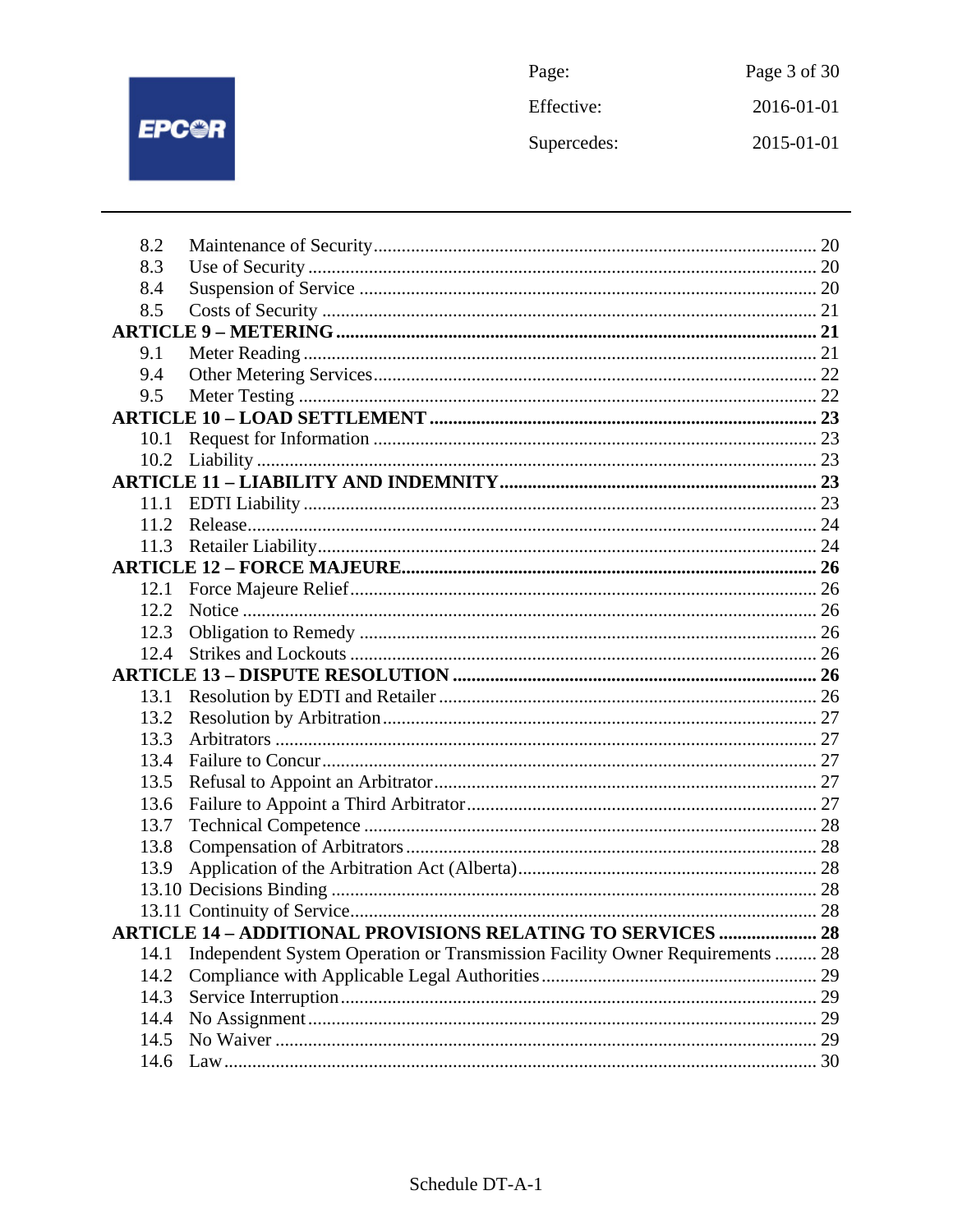8.2 Maintenance of Security .......... 20
8.3 Use of Security .......... 20
8.4 Suspension of Service .......... 20
8.5 Costs of Security .......... 21

**ARTICLE 9 – METERING .......... 21**

9.1 Meter Reading .......... 21
9.4 Other Metering Services .......... 22
9.5 Meter Testing .......... 22

**ARTICLE 10 – LOAD SETTLEMENT .......... 23**

10.1 Request for Information .......... 23
10.2 Liability .......... 23

**ARTICLE 11 – LIABILITY AND INDEMNITY .......... 23**

11.1 EDTI Liability .......... 23
11.2 Release .......... 24
11.3 Retailer Liability .......... 24

**ARTICLE 12 – FORCE MAJEURE .......... 26**

12.1 Force Majeure Relief .......... 26
12.2 Notice .......... 26
12.3 Obligation to Remedy .......... 26
12.4 Strikes and Lockouts .......... 26

**ARTICLE 13 – DISPUTE RESOLUTION .......... 26**

13.1 Resolution by EDTI and Retailer .......... 26
13.2 Resolution by Arbitration .......... 27
13.3 Arbitrators .......... 27
13.4 Failure to Concur .......... 27
13.5 Refusal to Appoint an Arbitrator .......... 27
13.6 Failure to Appoint a Third Arbitrator .......... 27
13.7 Technical Competence .......... 28
13.8 Compensation of Arbitrators .......... 28
13.9 Application of the Arbitration Act (Alberta) .......... 28
13.10 Decisions Binding .......... 28
13.11 Continuity of Service .......... 28

**ARTICLE 14 – ADDITIONAL PROVISIONS RELATING TO SERVICES .......... 28**

14.1 Independent System Operation or Transmission Facility Owner Requirements .......... 28
14.2 Compliance with Applicable Legal Authorities .......... 29
14.3 Service Interruption .......... 29
14.4 No Assignment .......... 29
14.5 No Waiver .......... 29
14.6 Law .......... 30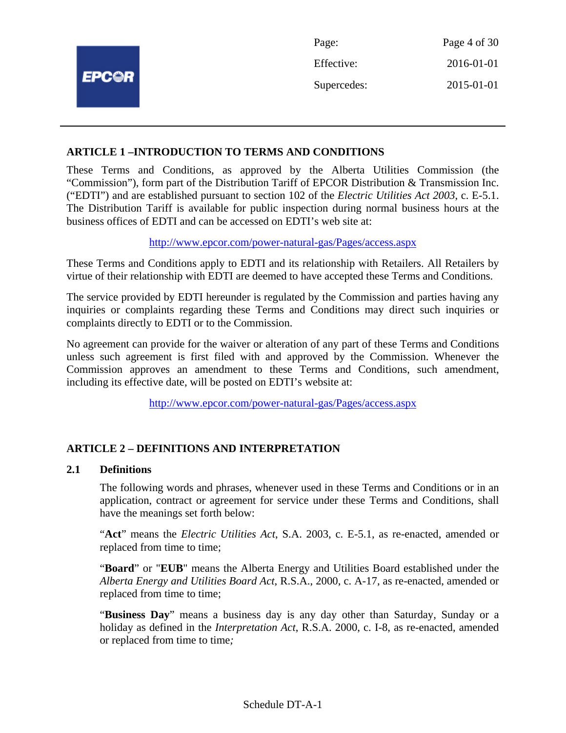## ARTICLE 1 –INTRODUCTION TO TERMS AND CONDITIONS

These Terms and Conditions, as approved by the Alberta Utilities Commission (the "Commission"), form part of the Distribution Tariff of EPCOR Distribution & Transmission Inc. ("EDTI") and are established pursuant to section 102 of the *Electric Utilities Act 2003*, c. E-5.1. The Distribution Tariff is available for public inspection during normal business hours at the business offices of EDTI and can be accessed on EDTI's web site at:

http://www.epcor.com/power-natural-gas/Pages/access.aspx

These Terms and Conditions apply to EDTI and its relationship with Retailers. All Retailers by virtue of their relationship with EDTI are deemed to have accepted these Terms and Conditions.

The service provided by EDTI hereunder is regulated by the Commission and parties having any inquiries or complaints regarding these Terms and Conditions may direct such inquiries or complaints directly to EDTI or to the Commission.

No agreement can provide for the waiver or alteration of any part of these Terms and Conditions unless such agreement is first filed with and approved by the Commission. Whenever the Commission approves an amendment to these Terms and Conditions, such amendment, including its effective date, will be posted on EDTI's website at:

http://www.epcor.com/power-natural-gas/Pages/access.aspx

## ARTICLE 2 – DEFINITIONS AND INTERPRETATION

### 2.1 Definitions

The following words and phrases, whenever used in these Terms and Conditions or in an application, contract or agreement for service under these Terms and Conditions, shall have the meanings set forth below:

"**Act**" means the *Electric Utilities Act*, S.A. 2003, c. E-5.1, as re-enacted, amended or replaced from time to time;

"**Board**" or "**EUB**" means the Alberta Energy and Utilities Board established under the *Alberta Energy and Utilities Board Act*, R.S.A., 2000, c. A-17, as re-enacted, amended or replaced from time to time;

"**Business Day**" means a business day is any day other than Saturday, Sunday or a holiday as defined in the *Interpretation Act*, R.S.A. 2000, c. I-8, as re-enacted, amended or replaced from time to time;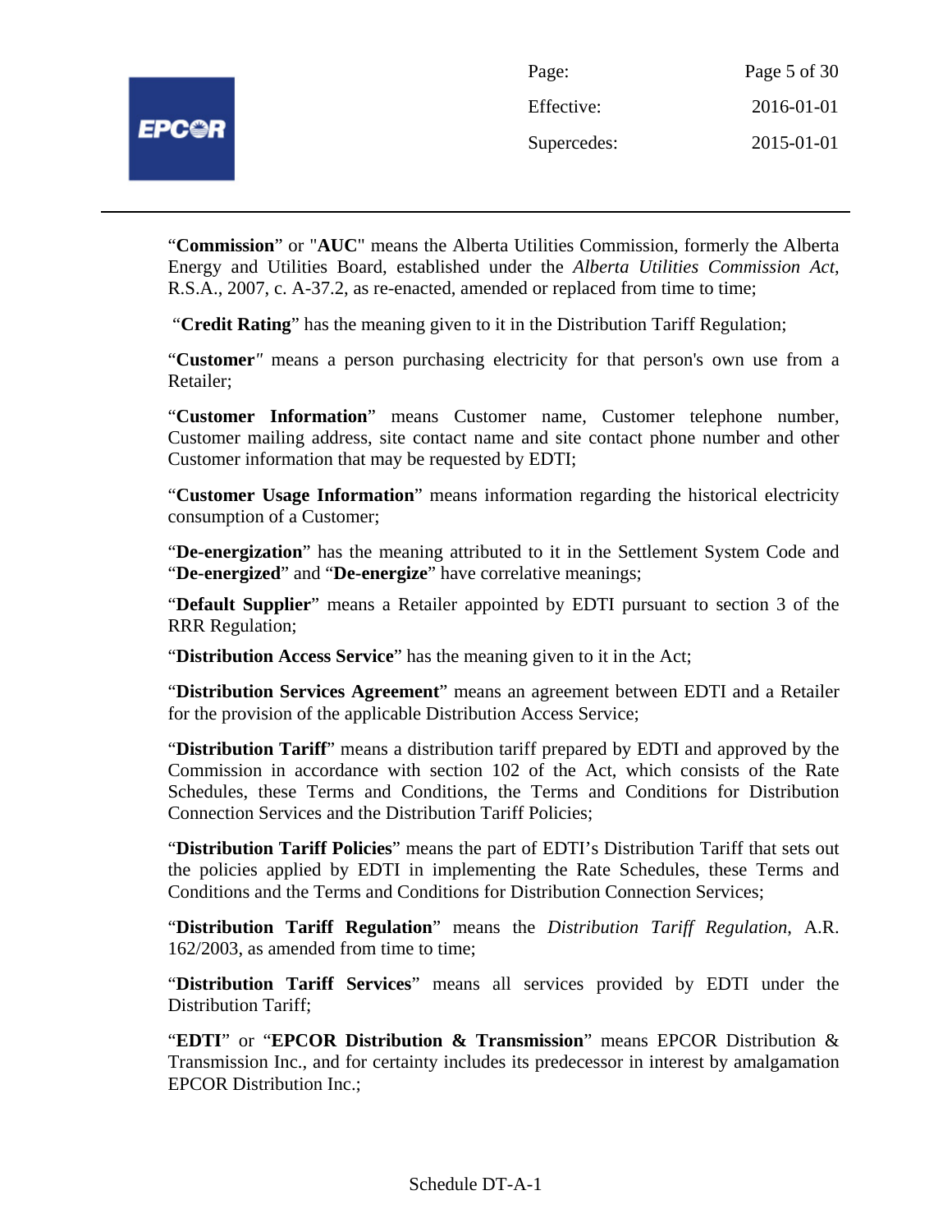"**Commission**" or "**AUC**" means the Alberta Utilities Commission, formerly the Alberta Energy and Utilities Board, established under the *Alberta Utilities Commission Act*, R.S.A., 2007, c. A-37.2, as re-enacted, amended or replaced from time to time;

"**Credit Rating**" has the meaning given to it in the Distribution Tariff Regulation;

"**Customer**" means a person purchasing electricity for that person's own use from a Retailer;

"**Customer Information**" means Customer name, Customer telephone number, Customer mailing address, site contact name and site contact phone number and other Customer information that may be requested by EDTI;

"**Customer Usage Information**" means information regarding the historical electricity consumption of a Customer;

"**De-energization**" has the meaning attributed to it in the Settlement System Code and "**De-energized**" and "**De-energize**" have correlative meanings;

"**Default Supplier**" means a Retailer appointed by EDTI pursuant to section 3 of the RRR Regulation;

"**Distribution Access Service**" has the meaning given to it in the Act;

"**Distribution Services Agreement**" means an agreement between EDTI and a Retailer for the provision of the applicable Distribution Access Service;

"**Distribution Tariff**" means a distribution tariff prepared by EDTI and approved by the Commission in accordance with section 102 of the Act, which consists of the Rate Schedules, these Terms and Conditions, the Terms and Conditions for Distribution Connection Services and the Distribution Tariff Policies;

"**Distribution Tariff Policies**" means the part of EDTI's Distribution Tariff that sets out the policies applied by EDTI in implementing the Rate Schedules, these Terms and Conditions and the Terms and Conditions for Distribution Connection Services;

"**Distribution Tariff Regulation**" means the *Distribution Tariff Regulation*, A.R. 162/2003, as amended from time to time;

"**Distribution Tariff Services**" means all services provided by EDTI under the Distribution Tariff;

"**EDTI**" or "**EPCOR Distribution & Transmission**" means EPCOR Distribution & Transmission Inc., and for certainty includes its predecessor in interest by amalgamation EPCOR Distribution Inc.;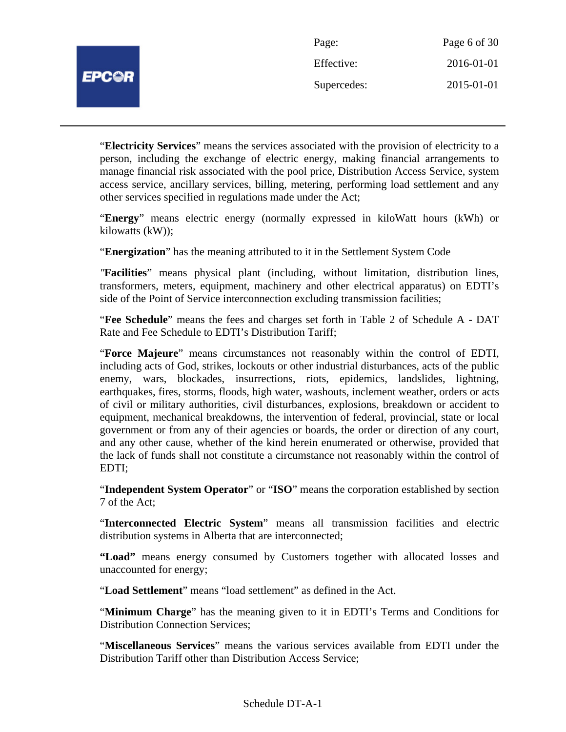"**Electricity Services**" means the services associated with the provision of electricity to a person, including the exchange of electric energy, making financial arrangements to manage financial risk associated with the pool price, Distribution Access Service, system access service, ancillary services, billing, metering, performing load settlement and any other services specified in regulations made under the Act;

"**Energy**" means electric energy (normally expressed in kiloWatt hours (kWh) or kilowatts (kW));

"**Energization**" has the meaning attributed to it in the Settlement System Code

*"***Facilities**" means physical plant (including, without limitation, distribution lines, transformers, meters, equipment, machinery and other electrical apparatus) on EDTI's side of the Point of Service interconnection excluding transmission facilities;

"**Fee Schedule**" means the fees and charges set forth in Table 2 of Schedule A - DAT Rate and Fee Schedule to EDTI's Distribution Tariff;

"**Force Majeure**" means circumstances not reasonably within the control of EDTI, including acts of God, strikes, lockouts or other industrial disturbances, acts of the public enemy, wars, blockades, insurrections, riots, epidemics, landslides, lightning, earthquakes, fires, storms, floods, high water, washouts, inclement weather, orders or acts of civil or military authorities, civil disturbances, explosions, breakdown or accident to equipment, mechanical breakdowns, the intervention of federal, provincial, state or local government or from any of their agencies or boards, the order or direction of any court, and any other cause, whether of the kind herein enumerated or otherwise, provided that the lack of funds shall not constitute a circumstance not reasonably within the control of EDTI;

"**Independent System Operator**" or "**ISO**" means the corporation established by section 7 of the Act;

"**Interconnected Electric System**" means all transmission facilities and electric distribution systems in Alberta that are interconnected;

**"Load"** means energy consumed by Customers together with allocated losses and unaccounted for energy;

"**Load Settlement**" means "load settlement" as defined in the Act.

"**Minimum Charge**" has the meaning given to it in EDTI's Terms and Conditions for Distribution Connection Services;

"**Miscellaneous Services**" means the various services available from EDTI under the Distribution Tariff other than Distribution Access Service;

Schedule DT-A-1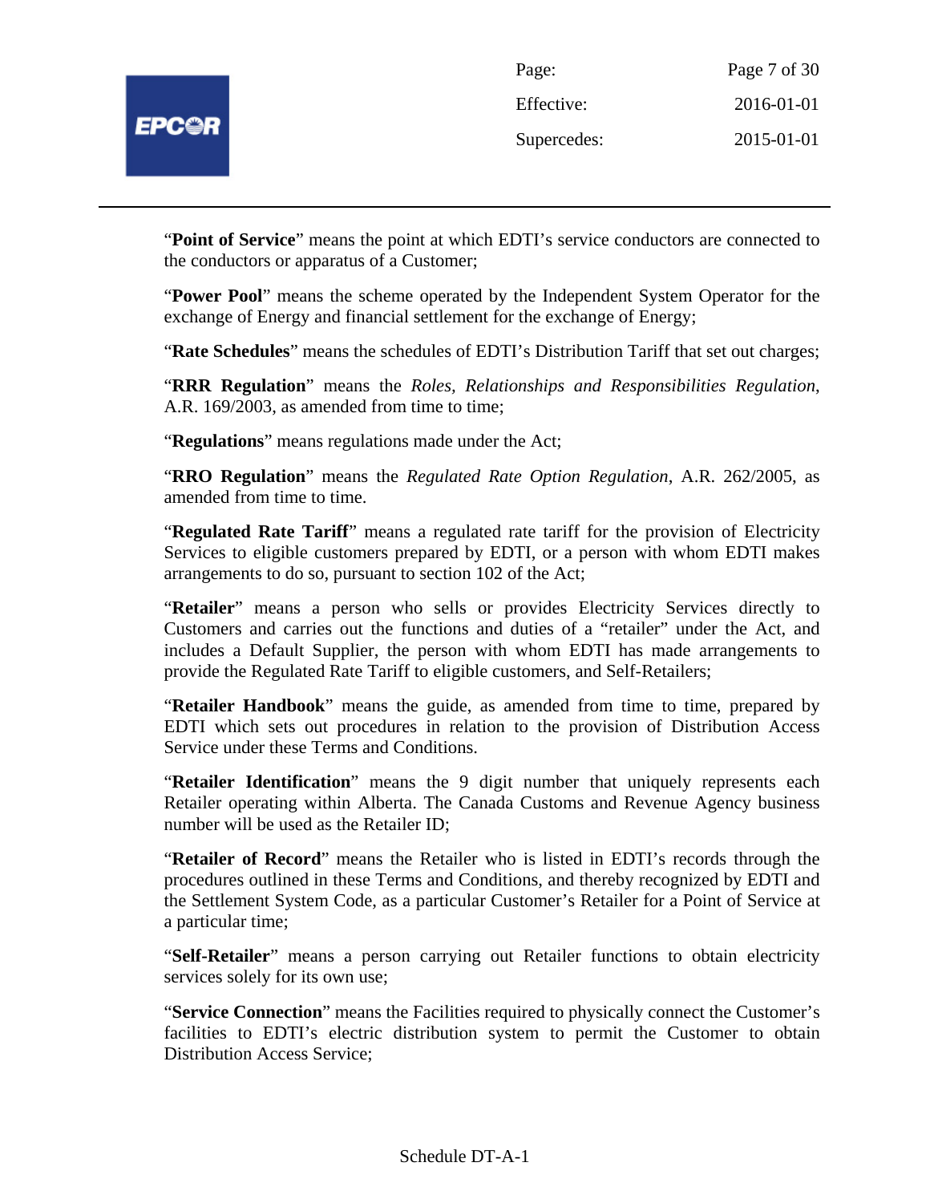"**Point of Service**" means the point at which EDTI's service conductors are connected to the conductors or apparatus of a Customer;

"**Power Pool**" means the scheme operated by the Independent System Operator for the exchange of Energy and financial settlement for the exchange of Energy;

"**Rate Schedules**" means the schedules of EDTI's Distribution Tariff that set out charges;

"**RRR Regulation**" means the *Roles, Relationships and Responsibilities Regulation*, A.R. 169/2003, as amended from time to time;

"**Regulations**" means regulations made under the Act;

"**RRO Regulation**" means the *Regulated Rate Option Regulation*, A.R. 262/2005, as amended from time to time.

"**Regulated Rate Tariff**" means a regulated rate tariff for the provision of Electricity Services to eligible customers prepared by EDTI, or a person with whom EDTI makes arrangements to do so, pursuant to section 102 of the Act;

"**Retailer**" means a person who sells or provides Electricity Services directly to Customers and carries out the functions and duties of a "retailer" under the Act, and includes a Default Supplier, the person with whom EDTI has made arrangements to provide the Regulated Rate Tariff to eligible customers, and Self-Retailers;

"**Retailer Handbook**" means the guide, as amended from time to time, prepared by EDTI which sets out procedures in relation to the provision of Distribution Access Service under these Terms and Conditions.

"**Retailer Identification**" means the 9 digit number that uniquely represents each Retailer operating within Alberta. The Canada Customs and Revenue Agency business number will be used as the Retailer ID;

"**Retailer of Record**" means the Retailer who is listed in EDTI's records through the procedures outlined in these Terms and Conditions, and thereby recognized by EDTI and the Settlement System Code, as a particular Customer's Retailer for a Point of Service at a particular time;

"**Self-Retailer**" means a person carrying out Retailer functions to obtain electricity services solely for its own use;

"**Service Connection**" means the Facilities required to physically connect the Customer's facilities to EDTI's electric distribution system to permit the Customer to obtain Distribution Access Service;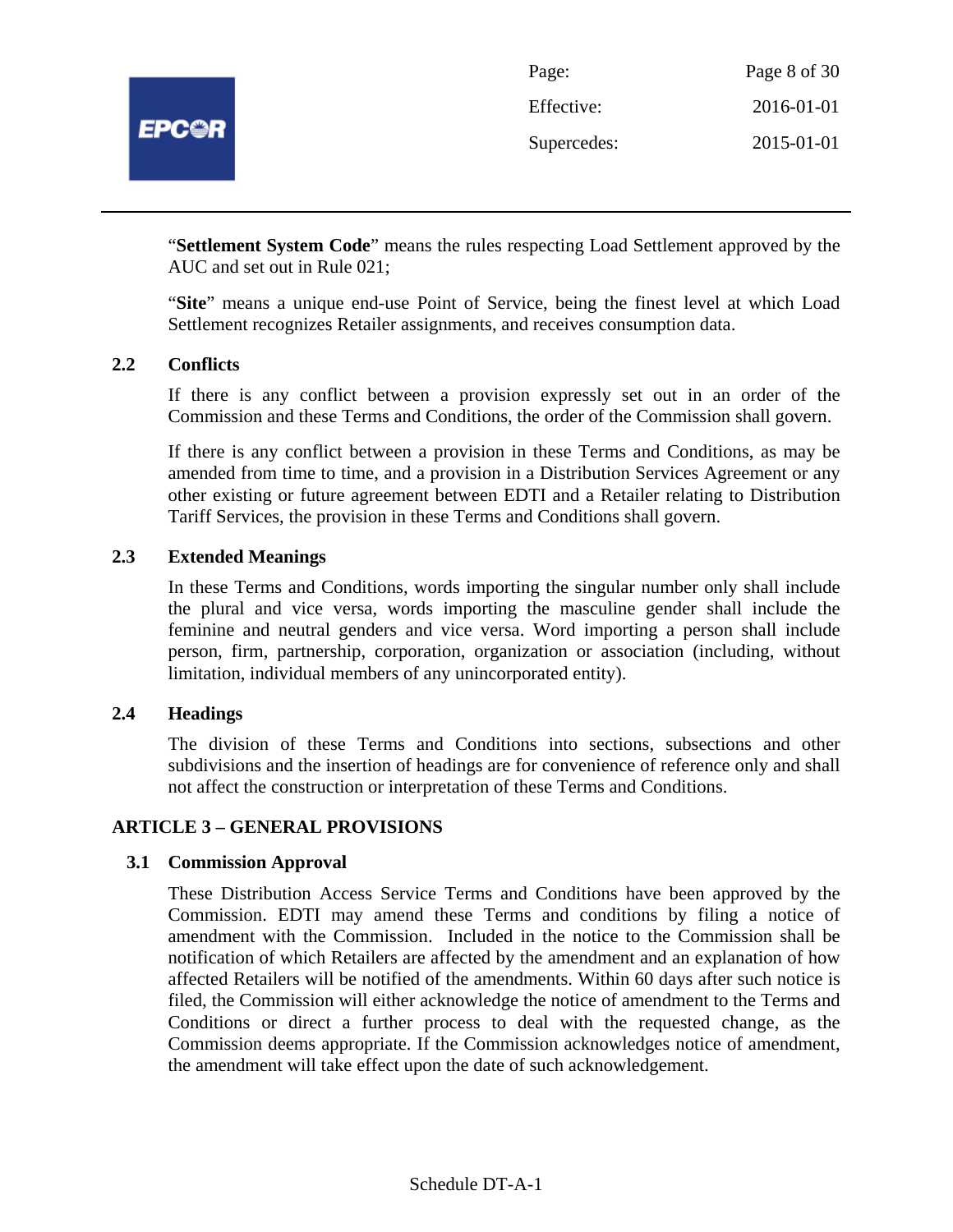"**Settlement System Code**" means the rules respecting Load Settlement approved by the AUC and set out in Rule 021;

"**Site**" means a unique end-use Point of Service, being the finest level at which Load Settlement recognizes Retailer assignments, and receives consumption data.

### 2.2 Conflicts

If there is any conflict between a provision expressly set out in an order of the Commission and these Terms and Conditions, the order of the Commission shall govern.

If there is any conflict between a provision in these Terms and Conditions, as may be amended from time to time, and a provision in a Distribution Services Agreement or any other existing or future agreement between EDTI and a Retailer relating to Distribution Tariff Services, the provision in these Terms and Conditions shall govern.

### 2.3 Extended Meanings

In these Terms and Conditions, words importing the singular number only shall include the plural and vice versa, words importing the masculine gender shall include the feminine and neutral genders and vice versa. Word importing a person shall include person, firm, partnership, corporation, organization or association (including, without limitation, individual members of any unincorporated entity).

### 2.4 Headings

The division of these Terms and Conditions into sections, subsections and other subdivisions and the insertion of headings are for convenience of reference only and shall not affect the construction or interpretation of these Terms and Conditions.

## ARTICLE 3 – GENERAL PROVISIONS

### 3.1 Commission Approval

These Distribution Access Service Terms and Conditions have been approved by the Commission. EDTI may amend these Terms and conditions by filing a notice of amendment with the Commission. Included in the notice to the Commission shall be notification of which Retailers are affected by the amendment and an explanation of how affected Retailers will be notified of the amendments. Within 60 days after such notice is filed, the Commission will either acknowledge the notice of amendment to the Terms and Conditions or direct a further process to deal with the requested change, as the Commission deems appropriate. If the Commission acknowledges notice of amendment, the amendment will take effect upon the date of such acknowledgement.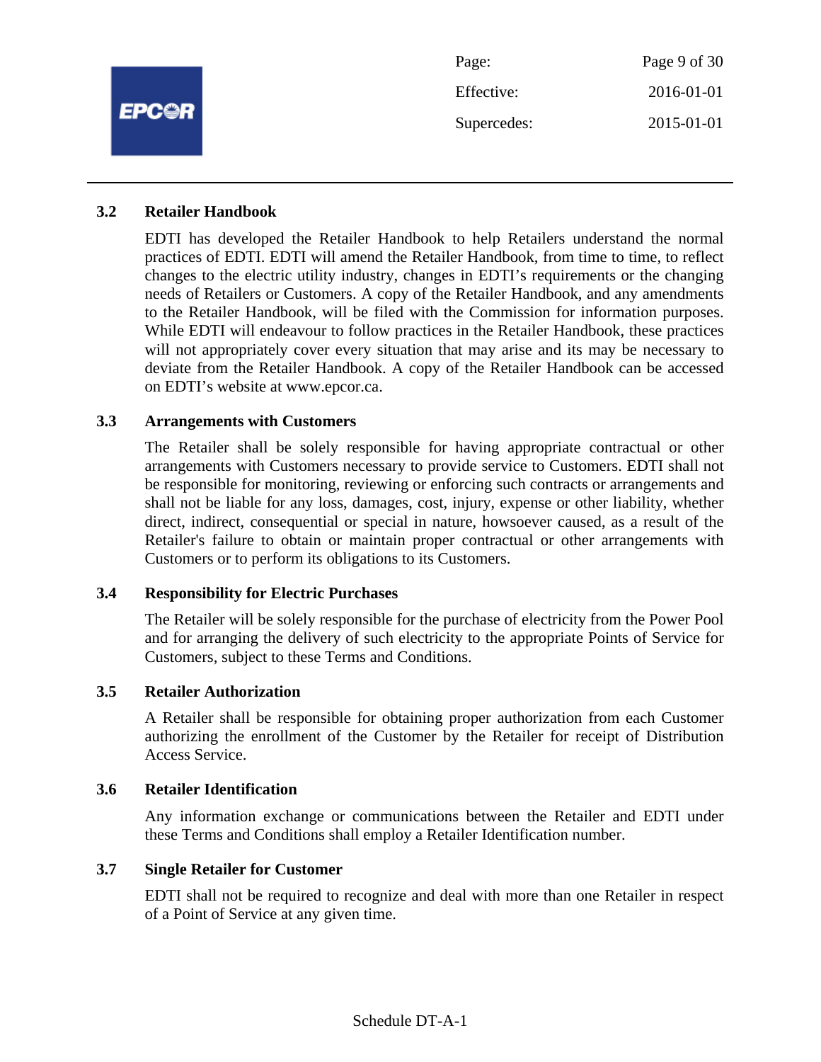### 3.2 Retailer Handbook

EDTI has developed the Retailer Handbook to help Retailers understand the normal practices of EDTI. EDTI will amend the Retailer Handbook, from time to time, to reflect changes to the electric utility industry, changes in EDTI's requirements or the changing needs of Retailers or Customers. A copy of the Retailer Handbook, and any amendments to the Retailer Handbook, will be filed with the Commission for information purposes. While EDTI will endeavour to follow practices in the Retailer Handbook, these practices will not appropriately cover every situation that may arise and its may be necessary to deviate from the Retailer Handbook. A copy of the Retailer Handbook can be accessed on EDTI's website at www.epcor.ca.

### 3.3 Arrangements with Customers

The Retailer shall be solely responsible for having appropriate contractual or other arrangements with Customers necessary to provide service to Customers. EDTI shall not be responsible for monitoring, reviewing or enforcing such contracts or arrangements and shall not be liable for any loss, damages, cost, injury, expense or other liability, whether direct, indirect, consequential or special in nature, howsoever caused, as a result of the Retailer's failure to obtain or maintain proper contractual or other arrangements with Customers or to perform its obligations to its Customers.

### 3.4 Responsibility for Electric Purchases

The Retailer will be solely responsible for the purchase of electricity from the Power Pool and for arranging the delivery of such electricity to the appropriate Points of Service for Customers, subject to these Terms and Conditions.

### 3.5 Retailer Authorization

A Retailer shall be responsible for obtaining proper authorization from each Customer authorizing the enrollment of the Customer by the Retailer for receipt of Distribution Access Service.

### 3.6 Retailer Identification

Any information exchange or communications between the Retailer and EDTI under these Terms and Conditions shall employ a Retailer Identification number.

### 3.7 Single Retailer for Customer

EDTI shall not be required to recognize and deal with more than one Retailer in respect of a Point of Service at any given time.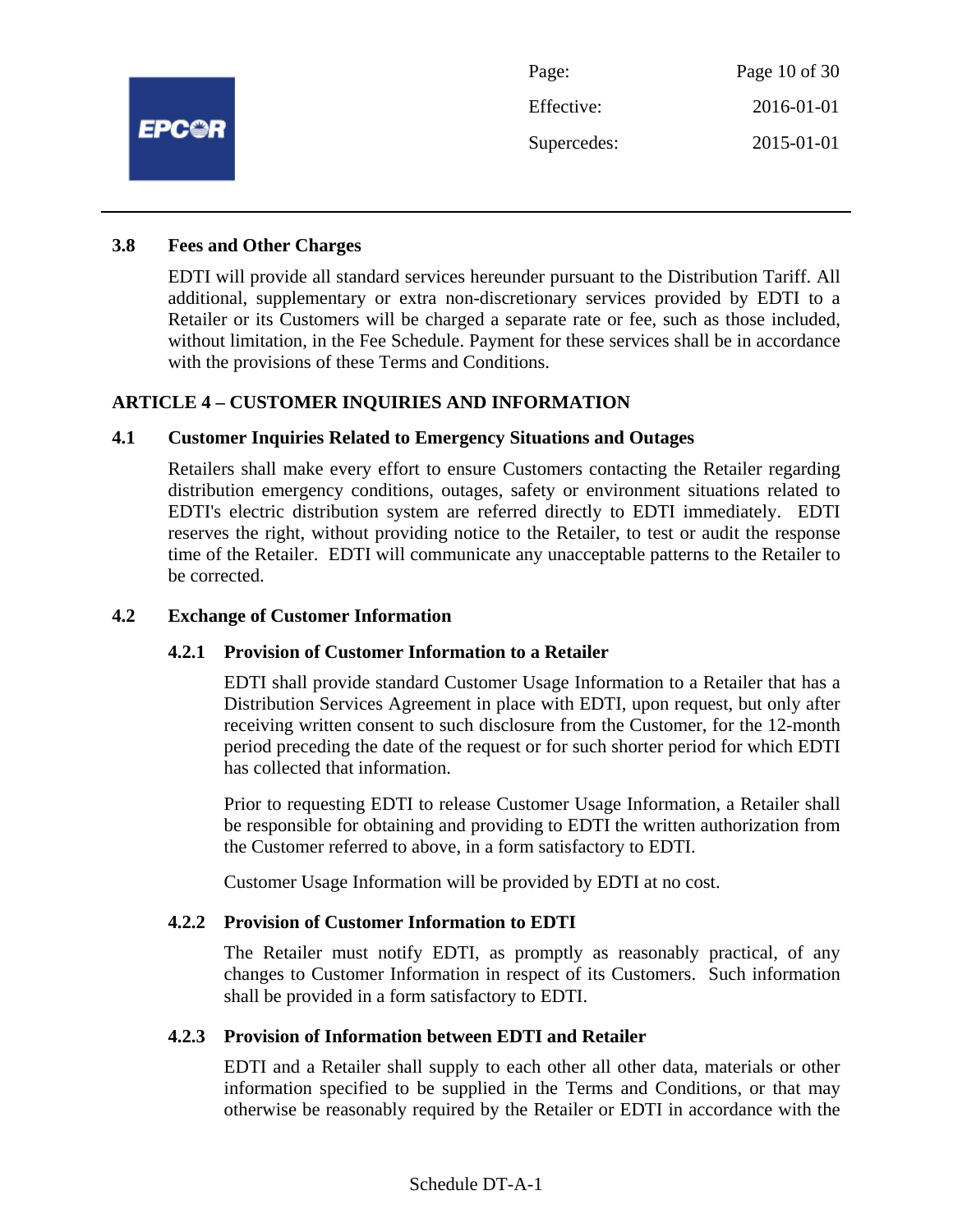### 3.8 Fees and Other Charges

EDTI will provide all standard services hereunder pursuant to the Distribution Tariff. All additional, supplementary or extra non-discretionary services provided by EDTI to a Retailer or its Customers will be charged a separate rate or fee, such as those included, without limitation, in the Fee Schedule. Payment for these services shall be in accordance with the provisions of these Terms and Conditions.

## ARTICLE 4 – CUSTOMER INQUIRIES AND INFORMATION

### 4.1 Customer Inquiries Related to Emergency Situations and Outages

Retailers shall make every effort to ensure Customers contacting the Retailer regarding distribution emergency conditions, outages, safety or environment situations related to EDTI's electric distribution system are referred directly to EDTI immediately. EDTI reserves the right, without providing notice to the Retailer, to test or audit the response time of the Retailer. EDTI will communicate any unacceptable patterns to the Retailer to be corrected.

### 4.2 Exchange of Customer Information

#### 4.2.1 Provision of Customer Information to a Retailer

EDTI shall provide standard Customer Usage Information to a Retailer that has a Distribution Services Agreement in place with EDTI, upon request, but only after receiving written consent to such disclosure from the Customer, for the 12-month period preceding the date of the request or for such shorter period for which EDTI has collected that information.

Prior to requesting EDTI to release Customer Usage Information, a Retailer shall be responsible for obtaining and providing to EDTI the written authorization from the Customer referred to above, in a form satisfactory to EDTI.

Customer Usage Information will be provided by EDTI at no cost.

#### 4.2.2 Provision of Customer Information to EDTI

The Retailer must notify EDTI, as promptly as reasonably practical, of any changes to Customer Information in respect of its Customers. Such information shall be provided in a form satisfactory to EDTI.

#### 4.2.3 Provision of Information between EDTI and Retailer

EDTI and a Retailer shall supply to each other all other data, materials or other information specified to be supplied in the Terms and Conditions, or that may otherwise be reasonably required by the Retailer or EDTI in accordance with the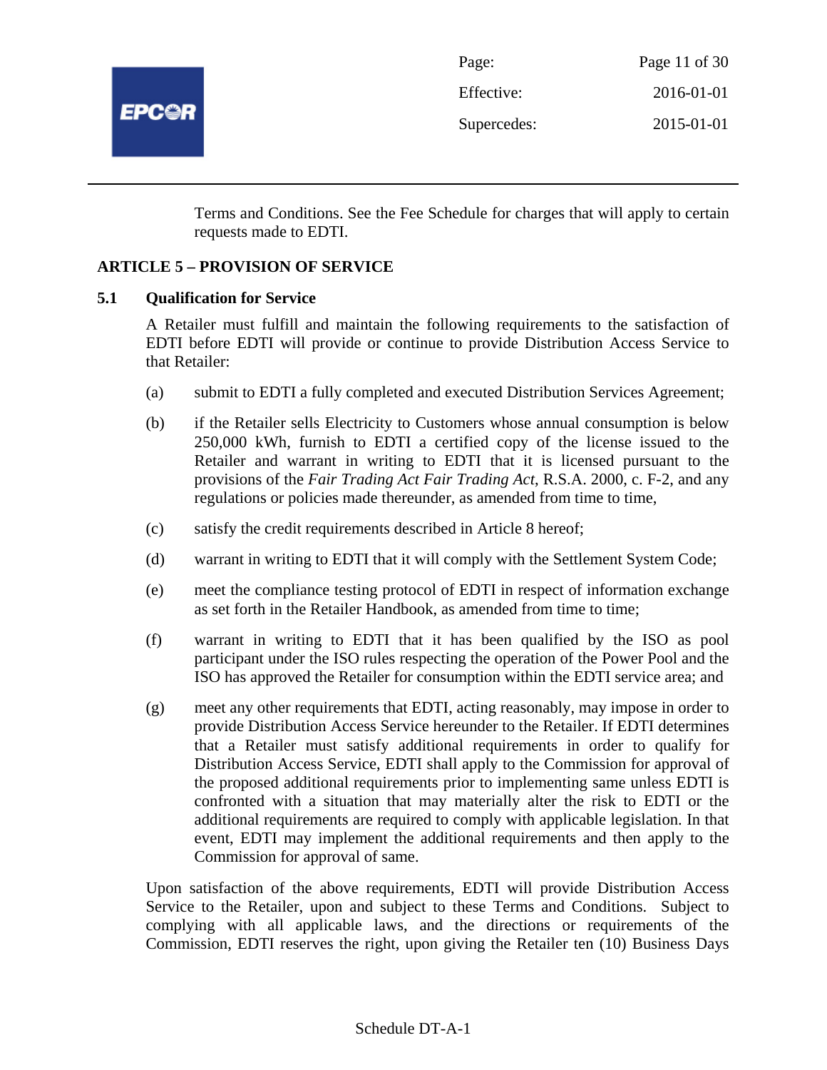Terms and Conditions. See the Fee Schedule for charges that will apply to certain requests made to EDTI.

## ARTICLE 5 – PROVISION OF SERVICE

### 5.1 Qualification for Service

A Retailer must fulfill and maintain the following requirements to the satisfaction of EDTI before EDTI will provide or continue to provide Distribution Access Service to that Retailer:

(a) submit to EDTI a fully completed and executed Distribution Services Agreement;

(b) if the Retailer sells Electricity to Customers whose annual consumption is below 250,000 kWh, furnish to EDTI a certified copy of the license issued to the Retailer and warrant in writing to EDTI that it is licensed pursuant to the provisions of the *Fair Trading Act Fair Trading Act*, R.S.A. 2000, c. F-2, and any regulations or policies made thereunder, as amended from time to time,

(c) satisfy the credit requirements described in Article 8 hereof;

(d) warrant in writing to EDTI that it will comply with the Settlement System Code;

(e) meet the compliance testing protocol of EDTI in respect of information exchange as set forth in the Retailer Handbook, as amended from time to time;

(f) warrant in writing to EDTI that it has been qualified by the ISO as pool participant under the ISO rules respecting the operation of the Power Pool and the ISO has approved the Retailer for consumption within the EDTI service area; and

(g) meet any other requirements that EDTI, acting reasonably, may impose in order to provide Distribution Access Service hereunder to the Retailer. If EDTI determines that a Retailer must satisfy additional requirements in order to qualify for Distribution Access Service, EDTI shall apply to the Commission for approval of the proposed additional requirements prior to implementing same unless EDTI is confronted with a situation that may materially alter the risk to EDTI or the additional requirements are required to comply with applicable legislation. In that event, EDTI may implement the additional requirements and then apply to the Commission for approval of same.

Upon satisfaction of the above requirements, EDTI will provide Distribution Access Service to the Retailer, upon and subject to these Terms and Conditions. Subject to complying with all applicable laws, and the directions or requirements of the Commission, EDTI reserves the right, upon giving the Retailer ten (10) Business Days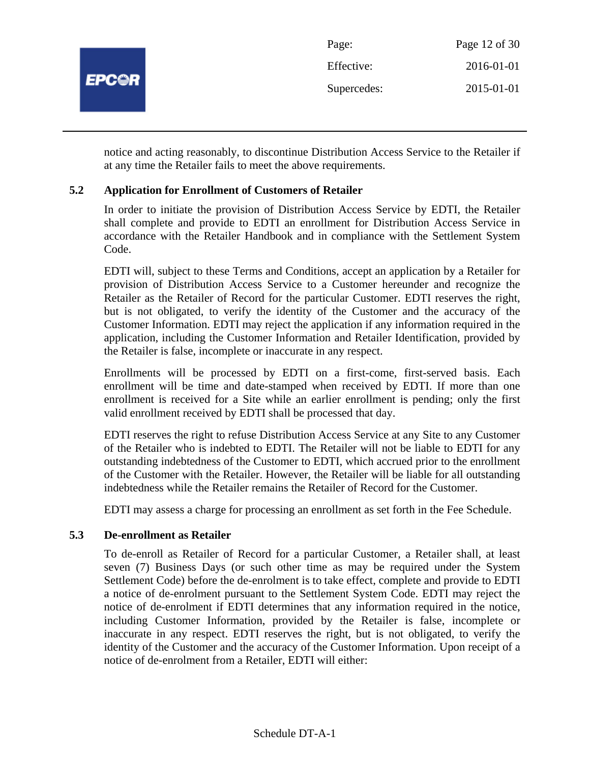notice and acting reasonably, to discontinue Distribution Access Service to the Retailer if at any time the Retailer fails to meet the above requirements.

### 5.2 Application for Enrollment of Customers of Retailer

In order to initiate the provision of Distribution Access Service by EDTI, the Retailer shall complete and provide to EDTI an enrollment for Distribution Access Service in accordance with the Retailer Handbook and in compliance with the Settlement System Code.

EDTI will, subject to these Terms and Conditions, accept an application by a Retailer for provision of Distribution Access Service to a Customer hereunder and recognize the Retailer as the Retailer of Record for the particular Customer. EDTI reserves the right, but is not obligated, to verify the identity of the Customer and the accuracy of the Customer Information. EDTI may reject the application if any information required in the application, including the Customer Information and Retailer Identification, provided by the Retailer is false, incomplete or inaccurate in any respect.

Enrollments will be processed by EDTI on a first-come, first-served basis. Each enrollment will be time and date-stamped when received by EDTI. If more than one enrollment is received for a Site while an earlier enrollment is pending; only the first valid enrollment received by EDTI shall be processed that day.

EDTI reserves the right to refuse Distribution Access Service at any Site to any Customer of the Retailer who is indebted to EDTI. The Retailer will not be liable to EDTI for any outstanding indebtedness of the Customer to EDTI, which accrued prior to the enrollment of the Customer with the Retailer. However, the Retailer will be liable for all outstanding indebtedness while the Retailer remains the Retailer of Record for the Customer.

EDTI may assess a charge for processing an enrollment as set forth in the Fee Schedule.

### 5.3 De-enrollment as Retailer

To de-enroll as Retailer of Record for a particular Customer, a Retailer shall, at least seven (7) Business Days (or such other time as may be required under the System Settlement Code) before the de-enrolment is to take effect, complete and provide to EDTI a notice of de-enrolment pursuant to the Settlement System Code. EDTI may reject the notice of de-enrolment if EDTI determines that any information required in the notice, including Customer Information, provided by the Retailer is false, incomplete or inaccurate in any respect. EDTI reserves the right, but is not obligated, to verify the identity of the Customer and the accuracy of the Customer Information. Upon receipt of a notice of de-enrolment from a Retailer, EDTI will either: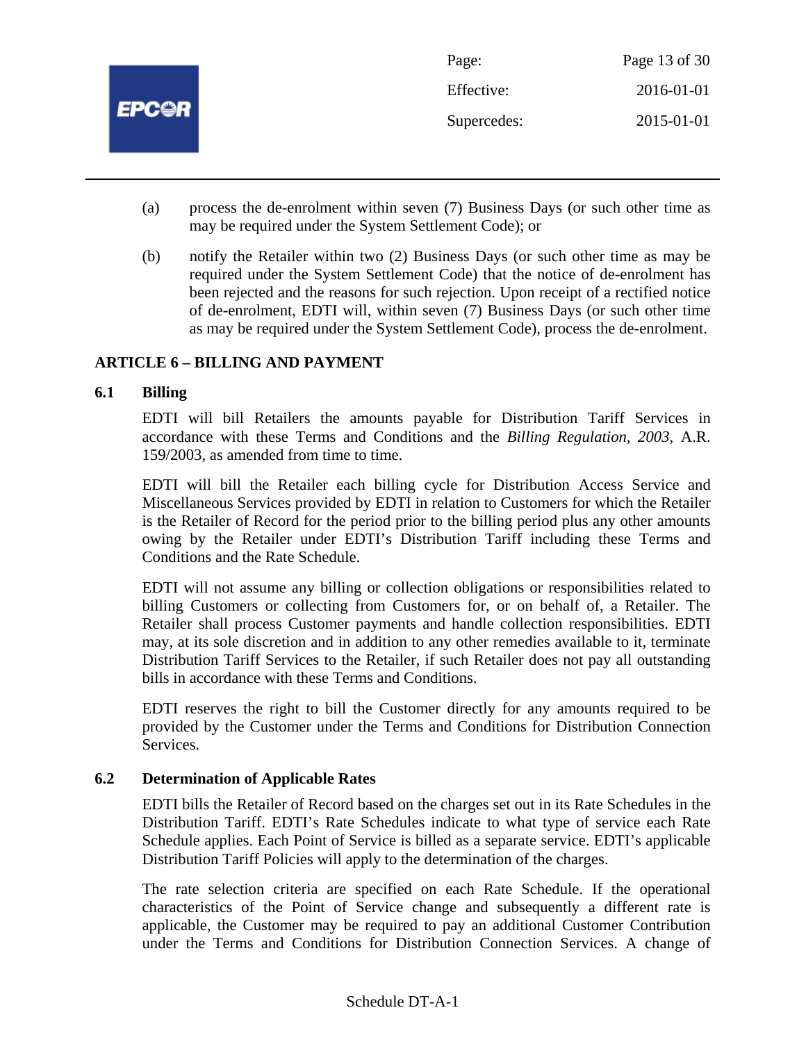(a) process the de-enrolment within seven (7) Business Days (or such other time as may be required under the System Settlement Code); or

(b) notify the Retailer within two (2) Business Days (or such other time as may be required under the System Settlement Code) that the notice of de-enrolment has been rejected and the reasons for such rejection. Upon receipt of a rectified notice of de-enrolment, EDTI will, within seven (7) Business Days (or such other time as may be required under the System Settlement Code), process the de-enrolment.

## ARTICLE 6 – BILLING AND PAYMENT

### 6.1 Billing

EDTI will bill Retailers the amounts payable for Distribution Tariff Services in accordance with these Terms and Conditions and the *Billing Regulation, 2003*, A.R. 159/2003, as amended from time to time.

EDTI will bill the Retailer each billing cycle for Distribution Access Service and Miscellaneous Services provided by EDTI in relation to Customers for which the Retailer is the Retailer of Record for the period prior to the billing period plus any other amounts owing by the Retailer under EDTI's Distribution Tariff including these Terms and Conditions and the Rate Schedule.

EDTI will not assume any billing or collection obligations or responsibilities related to billing Customers or collecting from Customers for, or on behalf of, a Retailer. The Retailer shall process Customer payments and handle collection responsibilities. EDTI may, at its sole discretion and in addition to any other remedies available to it, terminate Distribution Tariff Services to the Retailer, if such Retailer does not pay all outstanding bills in accordance with these Terms and Conditions.

EDTI reserves the right to bill the Customer directly for any amounts required to be provided by the Customer under the Terms and Conditions for Distribution Connection Services.

### 6.2 Determination of Applicable Rates

EDTI bills the Retailer of Record based on the charges set out in its Rate Schedules in the Distribution Tariff. EDTI's Rate Schedules indicate to what type of service each Rate Schedule applies. Each Point of Service is billed as a separate service. EDTI's applicable Distribution Tariff Policies will apply to the determination of the charges.

The rate selection criteria are specified on each Rate Schedule. If the operational characteristics of the Point of Service change and subsequently a different rate is applicable, the Customer may be required to pay an additional Customer Contribution under the Terms and Conditions for Distribution Connection Services. A change of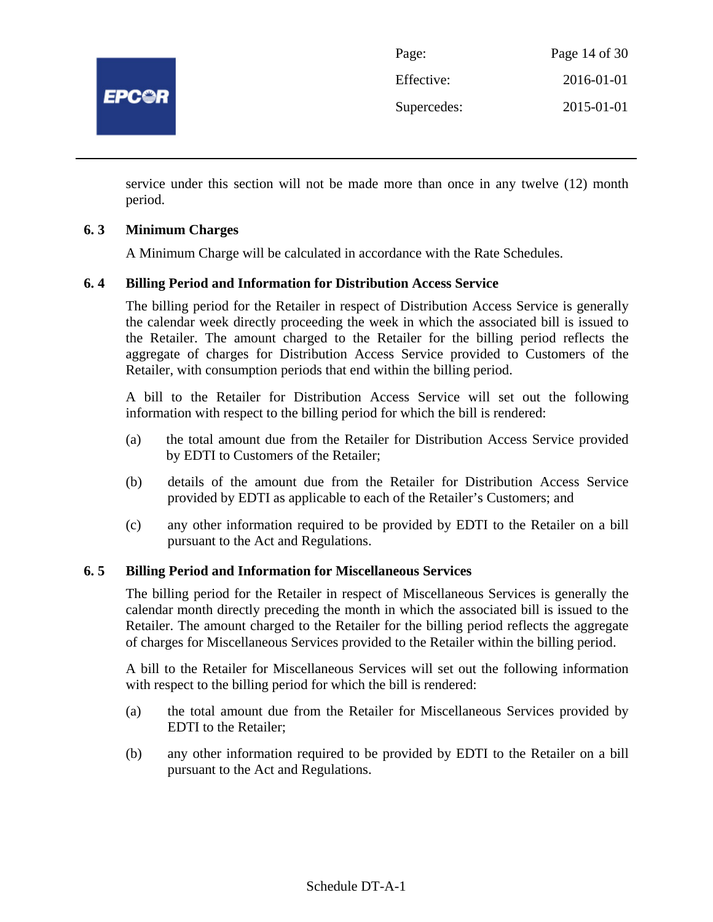service under this section will not be made more than once in any twelve (12) month period.

### 6. 3 Minimum Charges

A Minimum Charge will be calculated in accordance with the Rate Schedules.

### 6. 4 Billing Period and Information for Distribution Access Service

The billing period for the Retailer in respect of Distribution Access Service is generally the calendar week directly proceeding the week in which the associated bill is issued to the Retailer. The amount charged to the Retailer for the billing period reflects the aggregate of charges for Distribution Access Service provided to Customers of the Retailer, with consumption periods that end within the billing period.

A bill to the Retailer for Distribution Access Service will set out the following information with respect to the billing period for which the bill is rendered:

(a) the total amount due from the Retailer for Distribution Access Service provided by EDTI to Customers of the Retailer;

(b) details of the amount due from the Retailer for Distribution Access Service provided by EDTI as applicable to each of the Retailer's Customers; and

(c) any other information required to be provided by EDTI to the Retailer on a bill pursuant to the Act and Regulations.

### 6. 5 Billing Period and Information for Miscellaneous Services

The billing period for the Retailer in respect of Miscellaneous Services is generally the calendar month directly preceding the month in which the associated bill is issued to the Retailer. The amount charged to the Retailer for the billing period reflects the aggregate of charges for Miscellaneous Services provided to the Retailer within the billing period.

A bill to the Retailer for Miscellaneous Services will set out the following information with respect to the billing period for which the bill is rendered:

(a) the total amount due from the Retailer for Miscellaneous Services provided by EDTI to the Retailer;

(b) any other information required to be provided by EDTI to the Retailer on a bill pursuant to the Act and Regulations.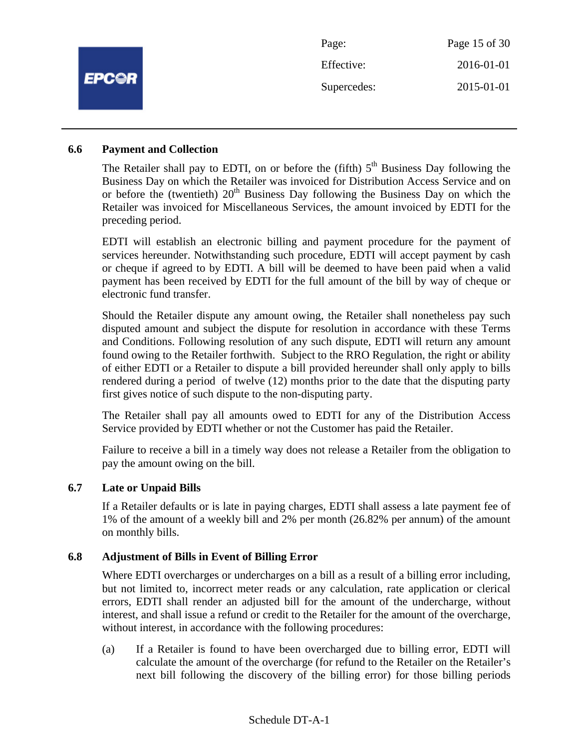### 6.6 Payment and Collection

The Retailer shall pay to EDTI, on or before the (fifth) 5th Business Day following the Business Day on which the Retailer was invoiced for Distribution Access Service and on or before the (twentieth) 20th Business Day following the Business Day on which the Retailer was invoiced for Miscellaneous Services, the amount invoiced by EDTI for the preceding period.

EDTI will establish an electronic billing and payment procedure for the payment of services hereunder. Notwithstanding such procedure, EDTI will accept payment by cash or cheque if agreed to by EDTI. A bill will be deemed to have been paid when a valid payment has been received by EDTI for the full amount of the bill by way of cheque or electronic fund transfer.

Should the Retailer dispute any amount owing, the Retailer shall nonetheless pay such disputed amount and subject the dispute for resolution in accordance with these Terms and Conditions. Following resolution of any such dispute, EDTI will return any amount found owing to the Retailer forthwith. Subject to the RRO Regulation, the right or ability of either EDTI or a Retailer to dispute a bill provided hereunder shall only apply to bills rendered during a period of twelve (12) months prior to the date that the disputing party first gives notice of such dispute to the non-disputing party.

The Retailer shall pay all amounts owed to EDTI for any of the Distribution Access Service provided by EDTI whether or not the Customer has paid the Retailer.

Failure to receive a bill in a timely way does not release a Retailer from the obligation to pay the amount owing on the bill.

### 6.7 Late or Unpaid Bills

If a Retailer defaults or is late in paying charges, EDTI shall assess a late payment fee of 1% of the amount of a weekly bill and 2% per month (26.82% per annum) of the amount on monthly bills.

### 6.8 Adjustment of Bills in Event of Billing Error

Where EDTI overcharges or undercharges on a bill as a result of a billing error including, but not limited to, incorrect meter reads or any calculation, rate application or clerical errors, EDTI shall render an adjusted bill for the amount of the undercharge, without interest, and shall issue a refund or credit to the Retailer for the amount of the overcharge, without interest, in accordance with the following procedures:

(a) If a Retailer is found to have been overcharged due to billing error, EDTI will calculate the amount of the overcharge (for refund to the Retailer on the Retailer's next bill following the discovery of the billing error) for those billing periods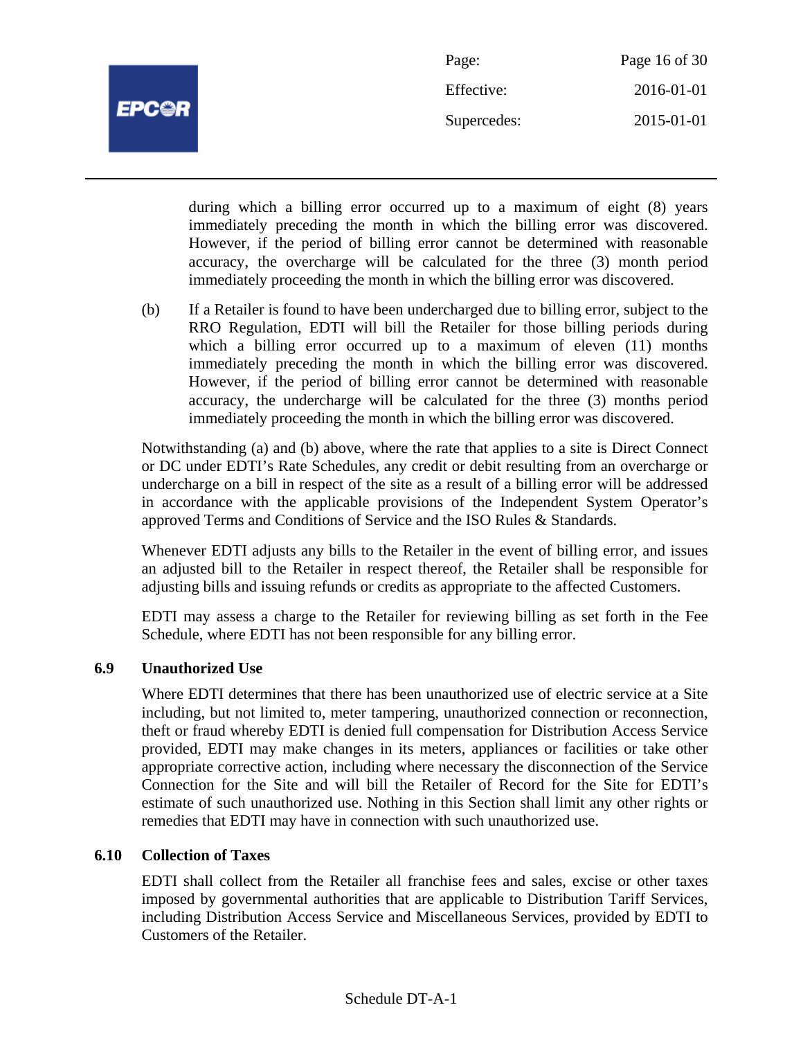during which a billing error occurred up to a maximum of eight (8) years immediately preceding the month in which the billing error was discovered. However, if the period of billing error cannot be determined with reasonable accuracy, the overcharge will be calculated for the three (3) month period immediately proceeding the month in which the billing error was discovered.

(b) If a Retailer is found to have been undercharged due to billing error, subject to the RRO Regulation, EDTI will bill the Retailer for those billing periods during which a billing error occurred up to a maximum of eleven (11) months immediately preceding the month in which the billing error was discovered. However, if the period of billing error cannot be determined with reasonable accuracy, the undercharge will be calculated for the three (3) months period immediately proceeding the month in which the billing error was discovered.

Notwithstanding (a) and (b) above, where the rate that applies to a site is Direct Connect or DC under EDTI's Rate Schedules, any credit or debit resulting from an overcharge or undercharge on a bill in respect of the site as a result of a billing error will be addressed in accordance with the applicable provisions of the Independent System Operator's approved Terms and Conditions of Service and the ISO Rules & Standards.

Whenever EDTI adjusts any bills to the Retailer in the event of billing error, and issues an adjusted bill to the Retailer in respect thereof, the Retailer shall be responsible for adjusting bills and issuing refunds or credits as appropriate to the affected Customers.

EDTI may assess a charge to the Retailer for reviewing billing as set forth in the Fee Schedule, where EDTI has not been responsible for any billing error.

### 6.9 Unauthorized Use

Where EDTI determines that there has been unauthorized use of electric service at a Site including, but not limited to, meter tampering, unauthorized connection or reconnection, theft or fraud whereby EDTI is denied full compensation for Distribution Access Service provided, EDTI may make changes in its meters, appliances or facilities or take other appropriate corrective action, including where necessary the disconnection of the Service Connection for the Site and will bill the Retailer of Record for the Site for EDTI's estimate of such unauthorized use. Nothing in this Section shall limit any other rights or remedies that EDTI may have in connection with such unauthorized use.

### 6.10 Collection of Taxes

EDTI shall collect from the Retailer all franchise fees and sales, excise or other taxes imposed by governmental authorities that are applicable to Distribution Tariff Services, including Distribution Access Service and Miscellaneous Services, provided by EDTI to Customers of the Retailer.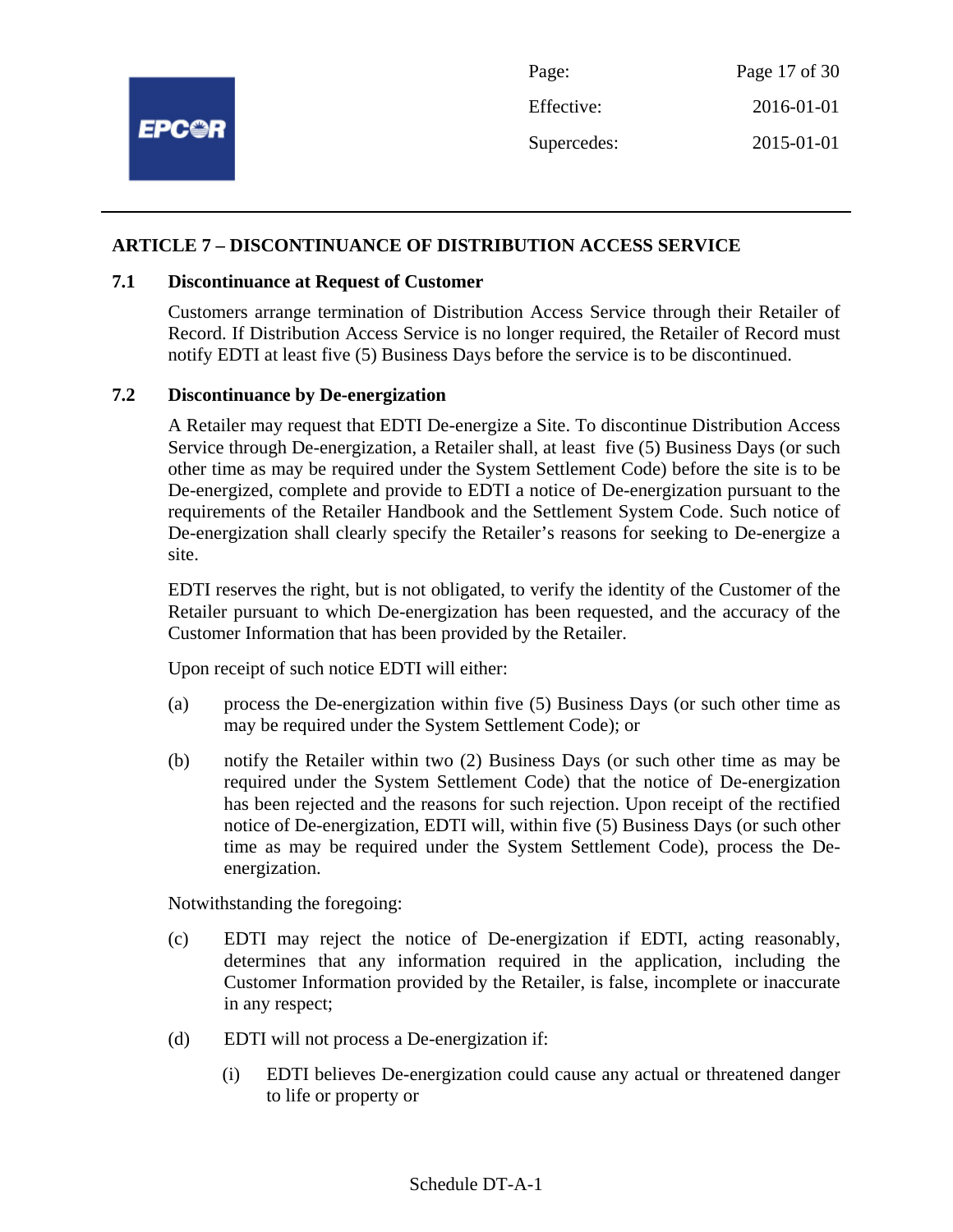## ARTICLE 7 – DISCONTINUANCE OF DISTRIBUTION ACCESS SERVICE

### 7.1 Discontinuance at Request of Customer

Customers arrange termination of Distribution Access Service through their Retailer of Record. If Distribution Access Service is no longer required, the Retailer of Record must notify EDTI at least five (5) Business Days before the service is to be discontinued.

### 7.2 Discontinuance by De-energization

A Retailer may request that EDTI De-energize a Site. To discontinue Distribution Access Service through De-energization, a Retailer shall, at least five (5) Business Days (or such other time as may be required under the System Settlement Code) before the site is to be De-energized, complete and provide to EDTI a notice of De-energization pursuant to the requirements of the Retailer Handbook and the Settlement System Code. Such notice of De-energization shall clearly specify the Retailer's reasons for seeking to De-energize a site.

EDTI reserves the right, but is not obligated, to verify the identity of the Customer of the Retailer pursuant to which De-energization has been requested, and the accuracy of the Customer Information that has been provided by the Retailer.

Upon receipt of such notice EDTI will either:

(a) process the De-energization within five (5) Business Days (or such other time as may be required under the System Settlement Code); or

(b) notify the Retailer within two (2) Business Days (or such other time as may be required under the System Settlement Code) that the notice of De-energization has been rejected and the reasons for such rejection. Upon receipt of the rectified notice of De-energization, EDTI will, within five (5) Business Days (or such other time as may be required under the System Settlement Code), process the De-energization.

Notwithstanding the foregoing:

(c) EDTI may reject the notice of De-energization if EDTI, acting reasonably, determines that any information required in the application, including the Customer Information provided by the Retailer, is false, incomplete or inaccurate in any respect;

(d) EDTI will not process a De-energization if:

(i) EDTI believes De-energization could cause any actual or threatened danger to life or property or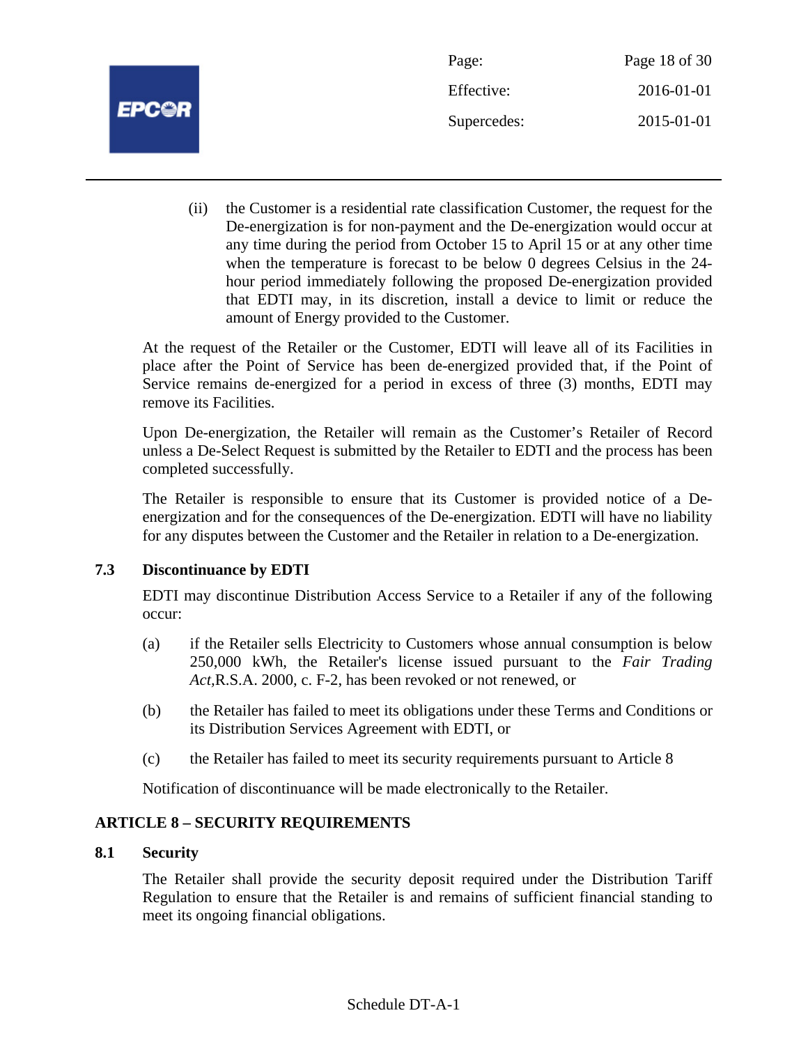(ii) the Customer is a residential rate classification Customer, the request for the De-energization is for non-payment and the De-energization would occur at any time during the period from October 15 to April 15 or at any other time when the temperature is forecast to be below 0 degrees Celsius in the 24-hour period immediately following the proposed De-energization provided that EDTI may, in its discretion, install a device to limit or reduce the amount of Energy provided to the Customer.

At the request of the Retailer or the Customer, EDTI will leave all of its Facilities in place after the Point of Service has been de-energized provided that, if the Point of Service remains de-energized for a period in excess of three (3) months, EDTI may remove its Facilities.

Upon De-energization, the Retailer will remain as the Customer's Retailer of Record unless a De-Select Request is submitted by the Retailer to EDTI and the process has been completed successfully.

The Retailer is responsible to ensure that its Customer is provided notice of a De-energization and for the consequences of the De-energization. EDTI will have no liability for any disputes between the Customer and the Retailer in relation to a De-energization.

### 7.3 Discontinuance by EDTI

EDTI may discontinue Distribution Access Service to a Retailer if any of the following occur:

(a) if the Retailer sells Electricity to Customers whose annual consumption is below 250,000 kWh, the Retailer's license issued pursuant to the *Fair Trading Act*,R.S.A. 2000, c. F-2, has been revoked or not renewed, or

(b) the Retailer has failed to meet its obligations under these Terms and Conditions or its Distribution Services Agreement with EDTI, or

(c) the Retailer has failed to meet its security requirements pursuant to Article 8

Notification of discontinuance will be made electronically to the Retailer.

## ARTICLE 8 – SECURITY REQUIREMENTS

### 8.1 Security

The Retailer shall provide the security deposit required under the Distribution Tariff Regulation to ensure that the Retailer is and remains of sufficient financial standing to meet its ongoing financial obligations.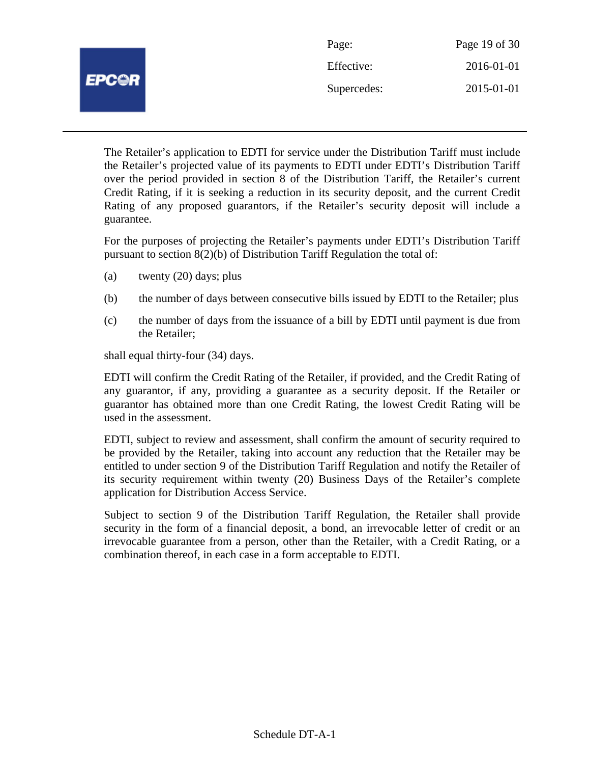The Retailer's application to EDTI for service under the Distribution Tariff must include the Retailer's projected value of its payments to EDTI under EDTI's Distribution Tariff over the period provided in section 8 of the Distribution Tariff, the Retailer's current Credit Rating, if it is seeking a reduction in its security deposit, and the current Credit Rating of any proposed guarantors, if the Retailer's security deposit will include a guarantee.

For the purposes of projecting the Retailer's payments under EDTI's Distribution Tariff pursuant to section 8(2)(b) of Distribution Tariff Regulation the total of:

(a) twenty (20) days; plus

(b) the number of days between consecutive bills issued by EDTI to the Retailer; plus

(c) the number of days from the issuance of a bill by EDTI until payment is due from the Retailer;

shall equal thirty-four (34) days.

EDTI will confirm the Credit Rating of the Retailer, if provided, and the Credit Rating of any guarantor, if any, providing a guarantee as a security deposit. If the Retailer or guarantor has obtained more than one Credit Rating, the lowest Credit Rating will be used in the assessment.

EDTI, subject to review and assessment, shall confirm the amount of security required to be provided by the Retailer, taking into account any reduction that the Retailer may be entitled to under section 9 of the Distribution Tariff Regulation and notify the Retailer of its security requirement within twenty (20) Business Days of the Retailer's complete application for Distribution Access Service.

Subject to section 9 of the Distribution Tariff Regulation, the Retailer shall provide security in the form of a financial deposit, a bond, an irrevocable letter of credit or an irrevocable guarantee from a person, other than the Retailer, with a Credit Rating, or a combination thereof, in each case in a form acceptable to EDTI.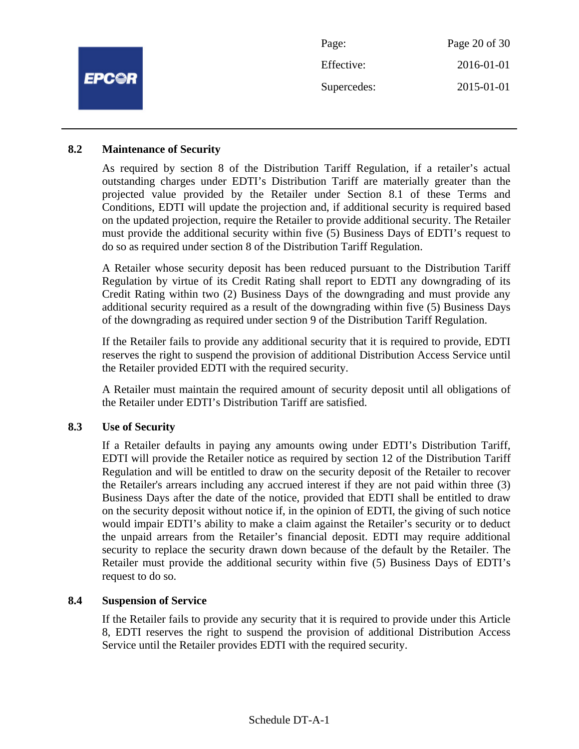### 8.2 Maintenance of Security

As required by section 8 of the Distribution Tariff Regulation, if a retailer's actual outstanding charges under EDTI's Distribution Tariff are materially greater than the projected value provided by the Retailer under Section 8.1 of these Terms and Conditions, EDTI will update the projection and, if additional security is required based on the updated projection, require the Retailer to provide additional security. The Retailer must provide the additional security within five (5) Business Days of EDTI's request to do so as required under section 8 of the Distribution Tariff Regulation.

A Retailer whose security deposit has been reduced pursuant to the Distribution Tariff Regulation by virtue of its Credit Rating shall report to EDTI any downgrading of its Credit Rating within two (2) Business Days of the downgrading and must provide any additional security required as a result of the downgrading within five (5) Business Days of the downgrading as required under section 9 of the Distribution Tariff Regulation.

If the Retailer fails to provide any additional security that it is required to provide, EDTI reserves the right to suspend the provision of additional Distribution Access Service until the Retailer provided EDTI with the required security.

A Retailer must maintain the required amount of security deposit until all obligations of the Retailer under EDTI's Distribution Tariff are satisfied.

### 8.3 Use of Security

If a Retailer defaults in paying any amounts owing under EDTI's Distribution Tariff, EDTI will provide the Retailer notice as required by section 12 of the Distribution Tariff Regulation and will be entitled to draw on the security deposit of the Retailer to recover the Retailer's arrears including any accrued interest if they are not paid within three (3) Business Days after the date of the notice, provided that EDTI shall be entitled to draw on the security deposit without notice if, in the opinion of EDTI, the giving of such notice would impair EDTI's ability to make a claim against the Retailer's security or to deduct the unpaid arrears from the Retailer's financial deposit. EDTI may require additional security to replace the security drawn down because of the default by the Retailer. The Retailer must provide the additional security within five (5) Business Days of EDTI's request to do so.

### 8.4 Suspension of Service

If the Retailer fails to provide any security that it is required to provide under this Article 8, EDTI reserves the right to suspend the provision of additional Distribution Access Service until the Retailer provides EDTI with the required security.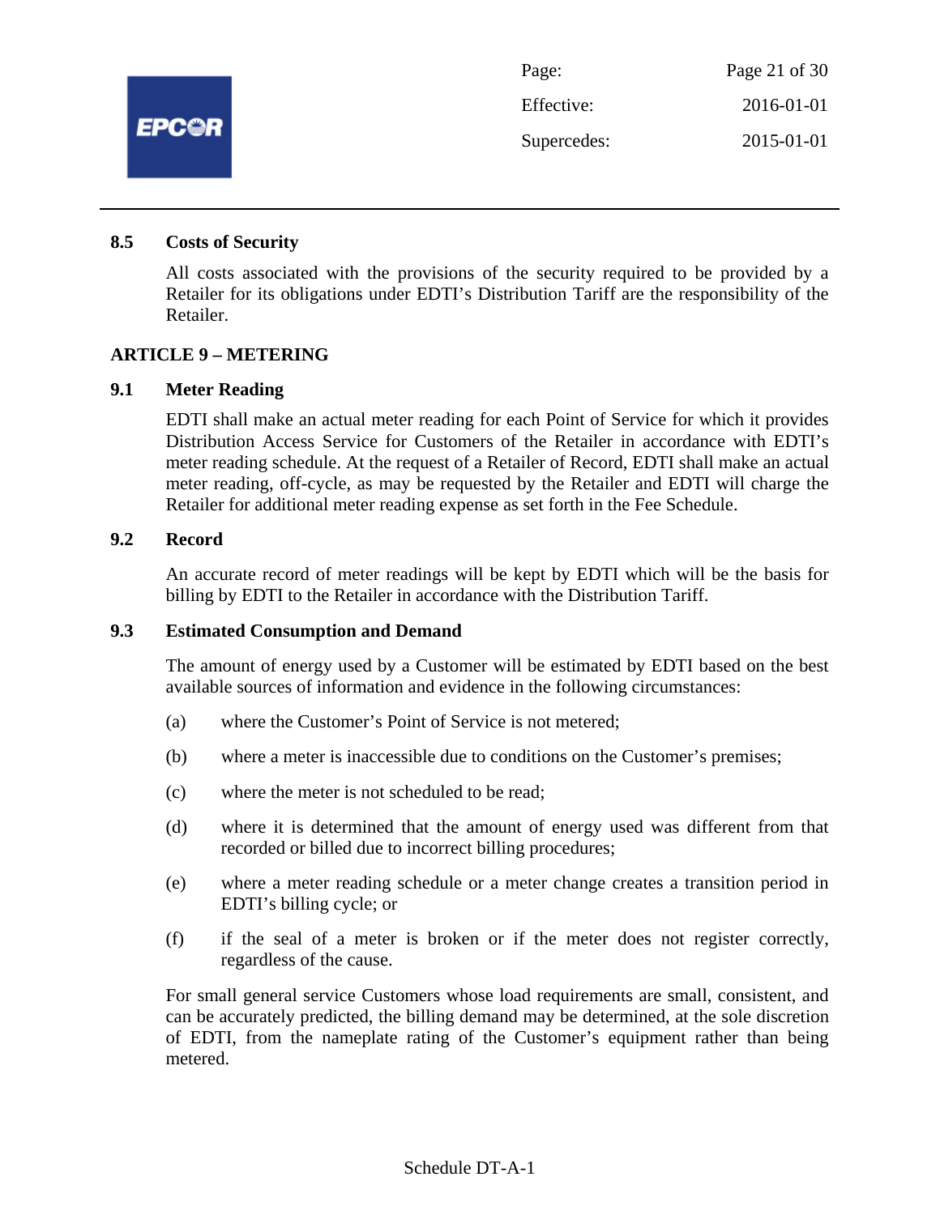### 8.5 Costs of Security

All costs associated with the provisions of the security required to be provided by a Retailer for its obligations under EDTI's Distribution Tariff are the responsibility of the Retailer.

## ARTICLE 9 – METERING

### 9.1 Meter Reading

EDTI shall make an actual meter reading for each Point of Service for which it provides Distribution Access Service for Customers of the Retailer in accordance with EDTI's meter reading schedule. At the request of a Retailer of Record, EDTI shall make an actual meter reading, off-cycle, as may be requested by the Retailer and EDTI will charge the Retailer for additional meter reading expense as set forth in the Fee Schedule.

### 9.2 Record

An accurate record of meter readings will be kept by EDTI which will be the basis for billing by EDTI to the Retailer in accordance with the Distribution Tariff.

### 9.3 Estimated Consumption and Demand

The amount of energy used by a Customer will be estimated by EDTI based on the best available sources of information and evidence in the following circumstances:

(a) where the Customer's Point of Service is not metered;

(b) where a meter is inaccessible due to conditions on the Customer's premises;

(c) where the meter is not scheduled to be read;

(d) where it is determined that the amount of energy used was different from that recorded or billed due to incorrect billing procedures;

(e) where a meter reading schedule or a meter change creates a transition period in EDTI's billing cycle; or

(f) if the seal of a meter is broken or if the meter does not register correctly, regardless of the cause.

For small general service Customers whose load requirements are small, consistent, and can be accurately predicted, the billing demand may be determined, at the sole discretion of EDTI, from the nameplate rating of the Customer's equipment rather than being metered.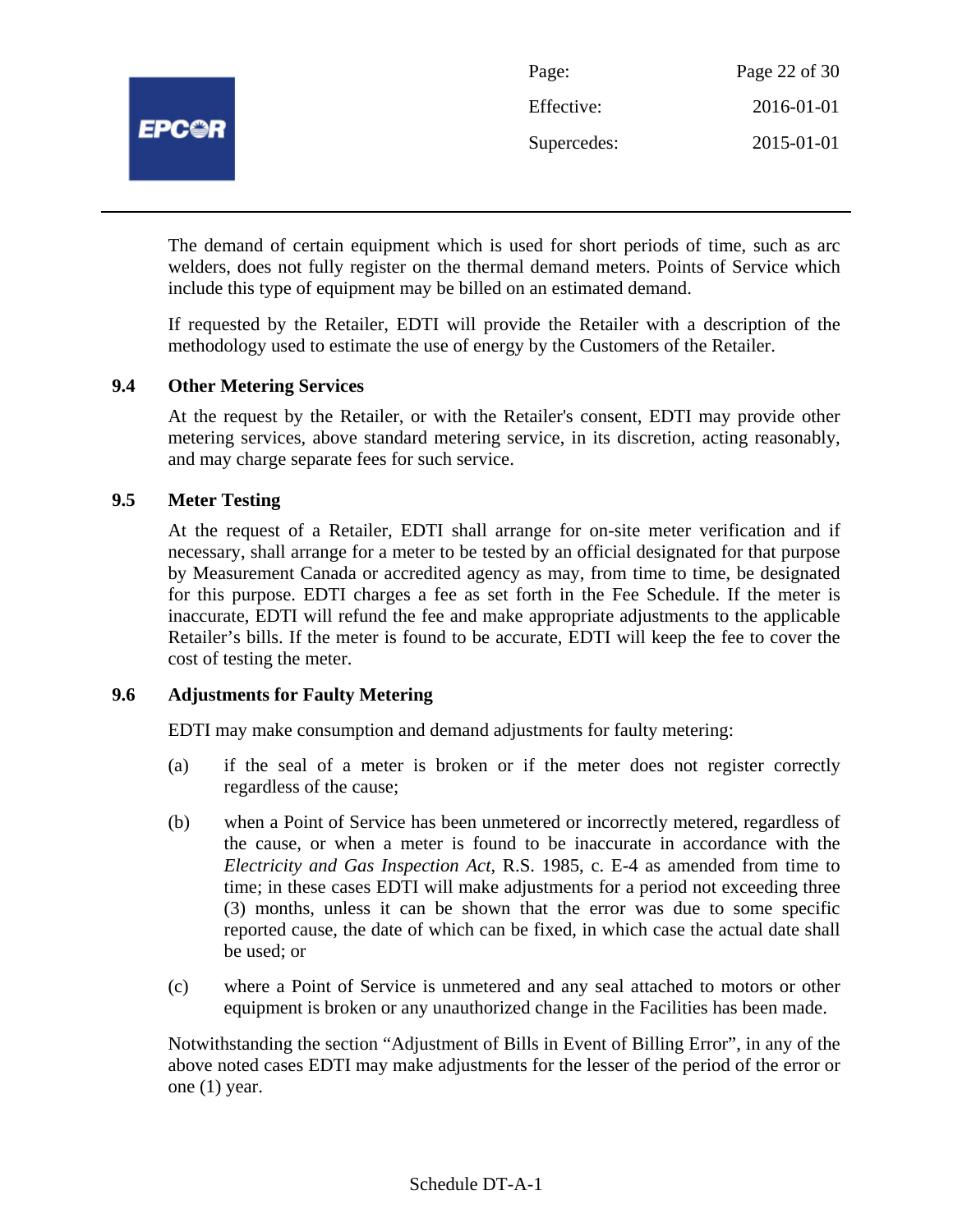The demand of certain equipment which is used for short periods of time, such as arc welders, does not fully register on the thermal demand meters. Points of Service which include this type of equipment may be billed on an estimated demand.

If requested by the Retailer, EDTI will provide the Retailer with a description of the methodology used to estimate the use of energy by the Customers of the Retailer.

### 9.4 Other Metering Services

At the request by the Retailer, or with the Retailer's consent, EDTI may provide other metering services, above standard metering service, in its discretion, acting reasonably, and may charge separate fees for such service.

### 9.5 Meter Testing

At the request of a Retailer, EDTI shall arrange for on-site meter verification and if necessary, shall arrange for a meter to be tested by an official designated for that purpose by Measurement Canada or accredited agency as may, from time to time, be designated for this purpose. EDTI charges a fee as set forth in the Fee Schedule. If the meter is inaccurate, EDTI will refund the fee and make appropriate adjustments to the applicable Retailer's bills. If the meter is found to be accurate, EDTI will keep the fee to cover the cost of testing the meter.

### 9.6 Adjustments for Faulty Metering

EDTI may make consumption and demand adjustments for faulty metering:

(a) if the seal of a meter is broken or if the meter does not register correctly regardless of the cause;

(b) when a Point of Service has been unmetered or incorrectly metered, regardless of the cause, or when a meter is found to be inaccurate in accordance with the *Electricity and Gas Inspection Act*, R.S. 1985, c. E-4 as amended from time to time; in these cases EDTI will make adjustments for a period not exceeding three (3) months, unless it can be shown that the error was due to some specific reported cause, the date of which can be fixed, in which case the actual date shall be used; or

(c) where a Point of Service is unmetered and any seal attached to motors or other equipment is broken or any unauthorized change in the Facilities has been made.

Notwithstanding the section "Adjustment of Bills in Event of Billing Error", in any of the above noted cases EDTI may make adjustments for the lesser of the period of the error or one (1) year.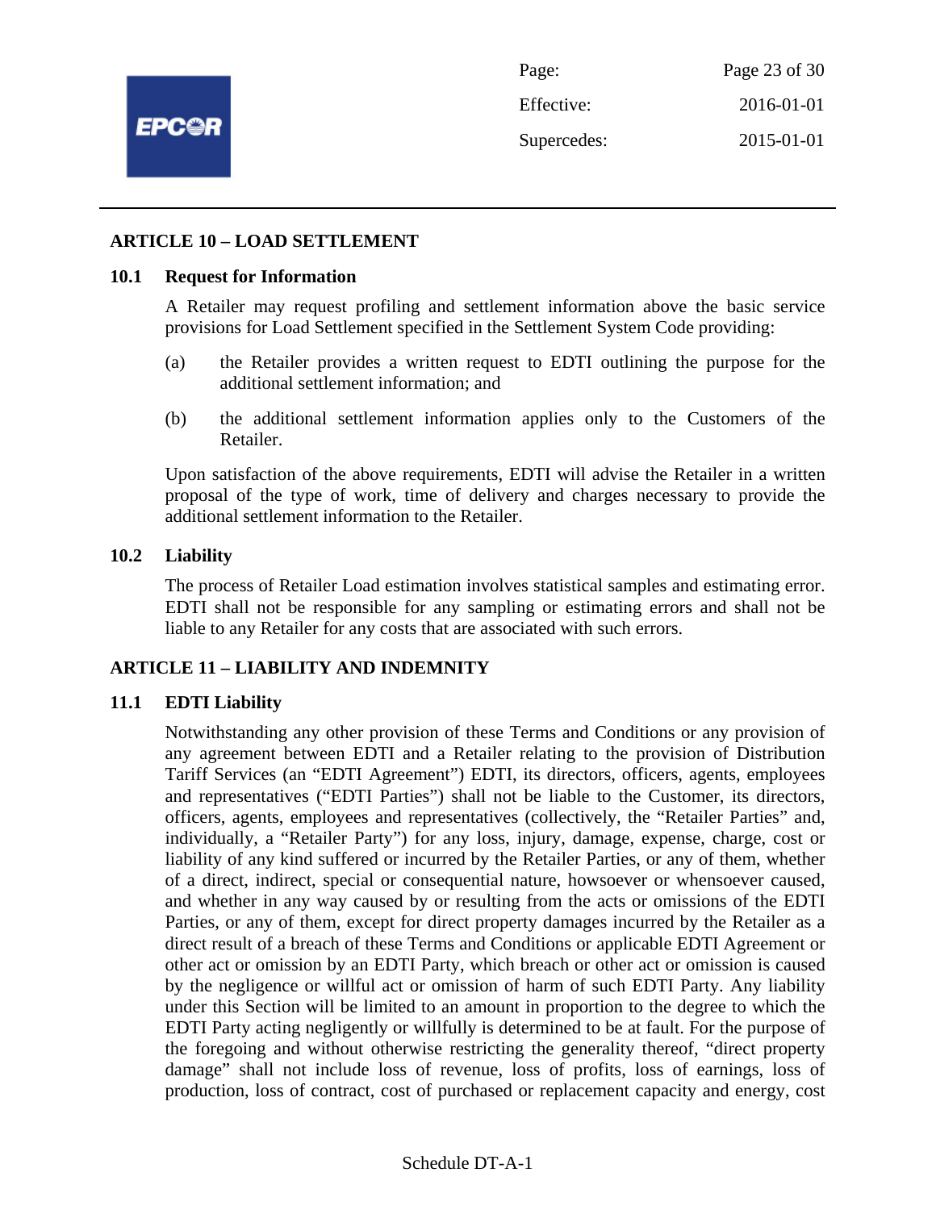## ARTICLE 10 – LOAD SETTLEMENT

### 10.1 Request for Information

A Retailer may request profiling and settlement information above the basic service provisions for Load Settlement specified in the Settlement System Code providing:

(a) the Retailer provides a written request to EDTI outlining the purpose for the additional settlement information; and

(b) the additional settlement information applies only to the Customers of the Retailer.

Upon satisfaction of the above requirements, EDTI will advise the Retailer in a written proposal of the type of work, time of delivery and charges necessary to provide the additional settlement information to the Retailer.

### 10.2 Liability

The process of Retailer Load estimation involves statistical samples and estimating error. EDTI shall not be responsible for any sampling or estimating errors and shall not be liable to any Retailer for any costs that are associated with such errors.

## ARTICLE 11 – LIABILITY AND INDEMNITY

### 11.1 EDTI Liability

Notwithstanding any other provision of these Terms and Conditions or any provision of any agreement between EDTI and a Retailer relating to the provision of Distribution Tariff Services (an "EDTI Agreement") EDTI, its directors, officers, agents, employees and representatives ("EDTI Parties") shall not be liable to the Customer, its directors, officers, agents, employees and representatives (collectively, the "Retailer Parties" and, individually, a "Retailer Party") for any loss, injury, damage, expense, charge, cost or liability of any kind suffered or incurred by the Retailer Parties, or any of them, whether of a direct, indirect, special or consequential nature, howsoever or whensoever caused, and whether in any way caused by or resulting from the acts or omissions of the EDTI Parties, or any of them, except for direct property damages incurred by the Retailer as a direct result of a breach of these Terms and Conditions or applicable EDTI Agreement or other act or omission by an EDTI Party, which breach or other act or omission is caused by the negligence or willful act or omission of harm of such EDTI Party. Any liability under this Section will be limited to an amount in proportion to the degree to which the EDTI Party acting negligently or willfully is determined to be at fault. For the purpose of the foregoing and without otherwise restricting the generality thereof, "direct property damage" shall not include loss of revenue, loss of profits, loss of earnings, loss of production, loss of contract, cost of purchased or replacement capacity and energy, cost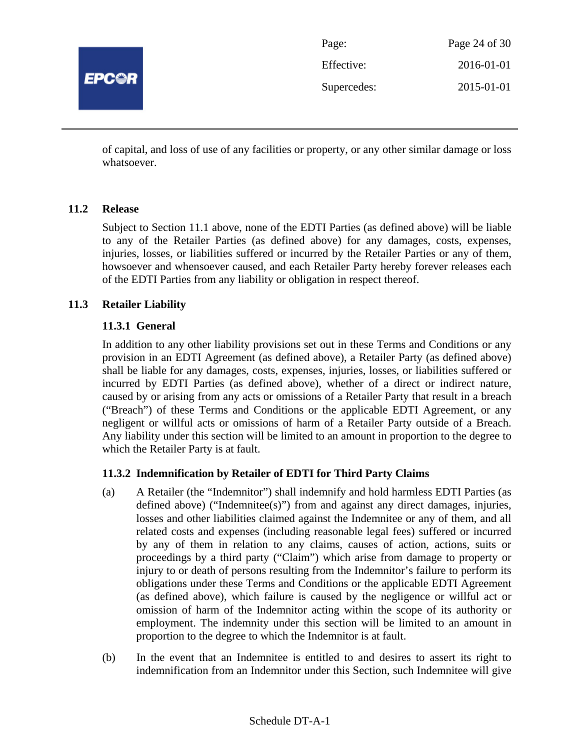of capital, and loss of use of any facilities or property, or any other similar damage or loss whatsoever.

### 11.2 Release

Subject to Section 11.1 above, none of the EDTI Parties (as defined above) will be liable to any of the Retailer Parties (as defined above) for any damages, costs, expenses, injuries, losses, or liabilities suffered or incurred by the Retailer Parties or any of them, howsoever and whensoever caused, and each Retailer Party hereby forever releases each of the EDTI Parties from any liability or obligation in respect thereof.

### 11.3 Retailer Liability

#### 11.3.1 General

In addition to any other liability provisions set out in these Terms and Conditions or any provision in an EDTI Agreement (as defined above), a Retailer Party (as defined above) shall be liable for any damages, costs, expenses, injuries, losses, or liabilities suffered or incurred by EDTI Parties (as defined above), whether of a direct or indirect nature, caused by or arising from any acts or omissions of a Retailer Party that result in a breach ("Breach") of these Terms and Conditions or the applicable EDTI Agreement, or any negligent or willful acts or omissions of harm of a Retailer Party outside of a Breach. Any liability under this section will be limited to an amount in proportion to the degree to which the Retailer Party is at fault.

#### 11.3.2 Indemnification by Retailer of EDTI for Third Party Claims

(a) A Retailer (the "Indemnitor") shall indemnify and hold harmless EDTI Parties (as defined above) ("Indemnitee(s)") from and against any direct damages, injuries, losses and other liabilities claimed against the Indemnitee or any of them, and all related costs and expenses (including reasonable legal fees) suffered or incurred by any of them in relation to any claims, causes of action, actions, suits or proceedings by a third party ("Claim") which arise from damage to property or injury to or death of persons resulting from the Indemnitor's failure to perform its obligations under these Terms and Conditions or the applicable EDTI Agreement (as defined above), which failure is caused by the negligence or willful act or omission of harm of the Indemnitor acting within the scope of its authority or employment. The indemnity under this section will be limited to an amount in proportion to the degree to which the Indemnitor is at fault.

(b) In the event that an Indemnitee is entitled to and desires to assert its right to indemnification from an Indemnitor under this Section, such Indemnitee will give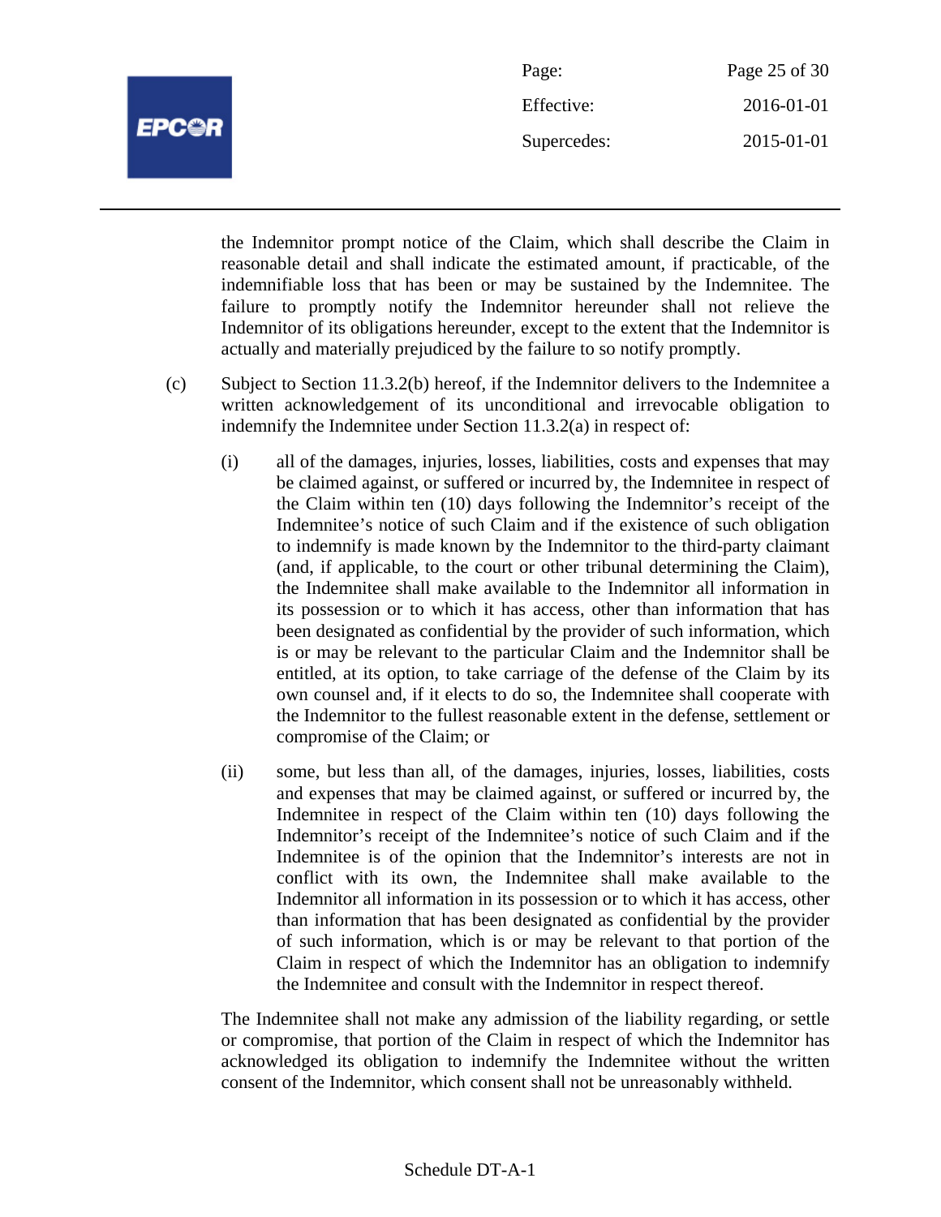the Indemnitor prompt notice of the Claim, which shall describe the Claim in reasonable detail and shall indicate the estimated amount, if practicable, of the indemnifiable loss that has been or may be sustained by the Indemnitee. The failure to promptly notify the Indemnitor hereunder shall not relieve the Indemnitor of its obligations hereunder, except to the extent that the Indemnitor is actually and materially prejudiced by the failure to so notify promptly.

(c) Subject to Section 11.3.2(b) hereof, if the Indemnitor delivers to the Indemnitee a written acknowledgement of its unconditional and irrevocable obligation to indemnify the Indemnitee under Section 11.3.2(a) in respect of:

(i) all of the damages, injuries, losses, liabilities, costs and expenses that may be claimed against, or suffered or incurred by, the Indemnitee in respect of the Claim within ten (10) days following the Indemnitor's receipt of the Indemnitee's notice of such Claim and if the existence of such obligation to indemnify is made known by the Indemnitor to the third-party claimant (and, if applicable, to the court or other tribunal determining the Claim), the Indemnitee shall make available to the Indemnitor all information in its possession or to which it has access, other than information that has been designated as confidential by the provider of such information, which is or may be relevant to the particular Claim and the Indemnitor shall be entitled, at its option, to take carriage of the defense of the Claim by its own counsel and, if it elects to do so, the Indemnitee shall cooperate with the Indemnitor to the fullest reasonable extent in the defense, settlement or compromise of the Claim; or

(ii) some, but less than all, of the damages, injuries, losses, liabilities, costs and expenses that may be claimed against, or suffered or incurred by, the Indemnitee in respect of the Claim within ten (10) days following the Indemnitor's receipt of the Indemnitee's notice of such Claim and if the Indemnitee is of the opinion that the Indemnitor's interests are not in conflict with its own, the Indemnitee shall make available to the Indemnitor all information in its possession or to which it has access, other than information that has been designated as confidential by the provider of such information, which is or may be relevant to that portion of the Claim in respect of which the Indemnitor has an obligation to indemnify the Indemnitee and consult with the Indemnitor in respect thereof.

The Indemnitee shall not make any admission of the liability regarding, or settle or compromise, that portion of the Claim in respect of which the Indemnitor has acknowledged its obligation to indemnify the Indemnitee without the written consent of the Indemnitor, which consent shall not be unreasonably withheld.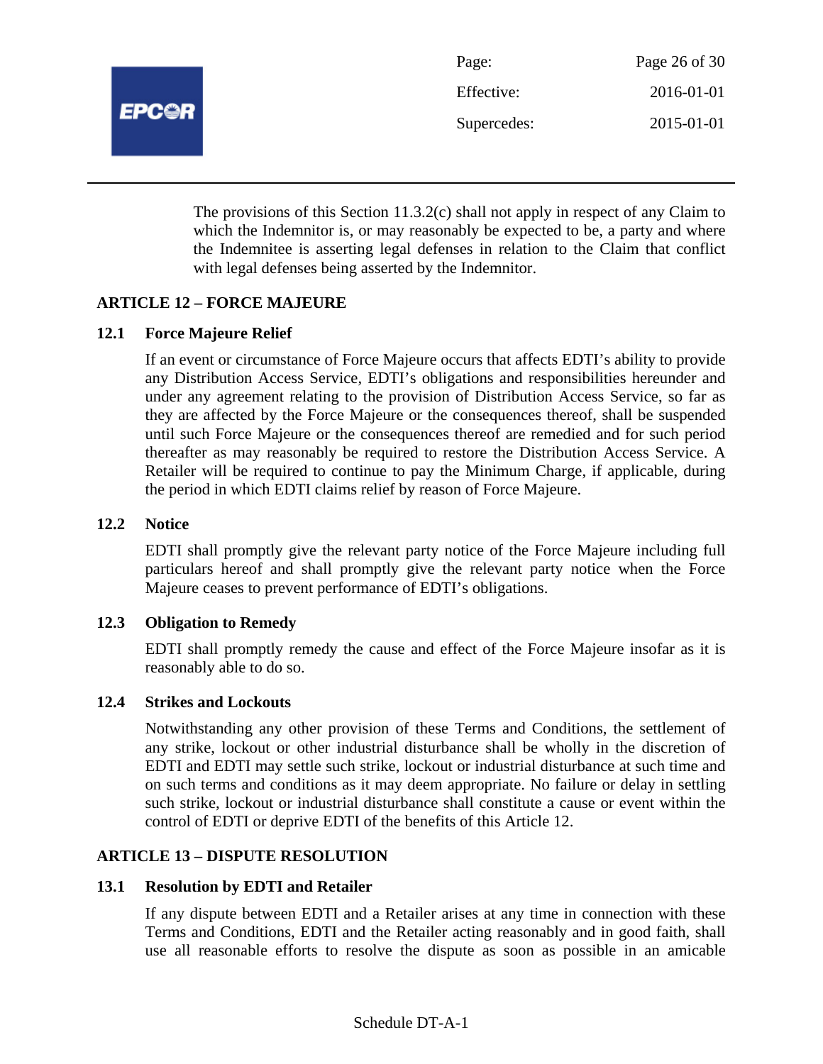The provisions of this Section 11.3.2(c) shall not apply in respect of any Claim to which the Indemnitor is, or may reasonably be expected to be, a party and where the Indemnitee is asserting legal defenses in relation to the Claim that conflict with legal defenses being asserted by the Indemnitor.

## ARTICLE 12 – FORCE MAJEURE

### 12.1 Force Majeure Relief

If an event or circumstance of Force Majeure occurs that affects EDTI's ability to provide any Distribution Access Service, EDTI's obligations and responsibilities hereunder and under any agreement relating to the provision of Distribution Access Service, so far as they are affected by the Force Majeure or the consequences thereof, shall be suspended until such Force Majeure or the consequences thereof are remedied and for such period thereafter as may reasonably be required to restore the Distribution Access Service. A Retailer will be required to continue to pay the Minimum Charge, if applicable, during the period in which EDTI claims relief by reason of Force Majeure.

### 12.2 Notice

EDTI shall promptly give the relevant party notice of the Force Majeure including full particulars hereof and shall promptly give the relevant party notice when the Force Majeure ceases to prevent performance of EDTI's obligations.

### 12.3 Obligation to Remedy

EDTI shall promptly remedy the cause and effect of the Force Majeure insofar as it is reasonably able to do so.

### 12.4 Strikes and Lockouts

Notwithstanding any other provision of these Terms and Conditions, the settlement of any strike, lockout or other industrial disturbance shall be wholly in the discretion of EDTI and EDTI may settle such strike, lockout or industrial disturbance at such time and on such terms and conditions as it may deem appropriate. No failure or delay in settling such strike, lockout or industrial disturbance shall constitute a cause or event within the control of EDTI or deprive EDTI of the benefits of this Article 12.

## ARTICLE 13 – DISPUTE RESOLUTION

### 13.1 Resolution by EDTI and Retailer

If any dispute between EDTI and a Retailer arises at any time in connection with these Terms and Conditions, EDTI and the Retailer acting reasonably and in good faith, shall use all reasonable efforts to resolve the dispute as soon as possible in an amicable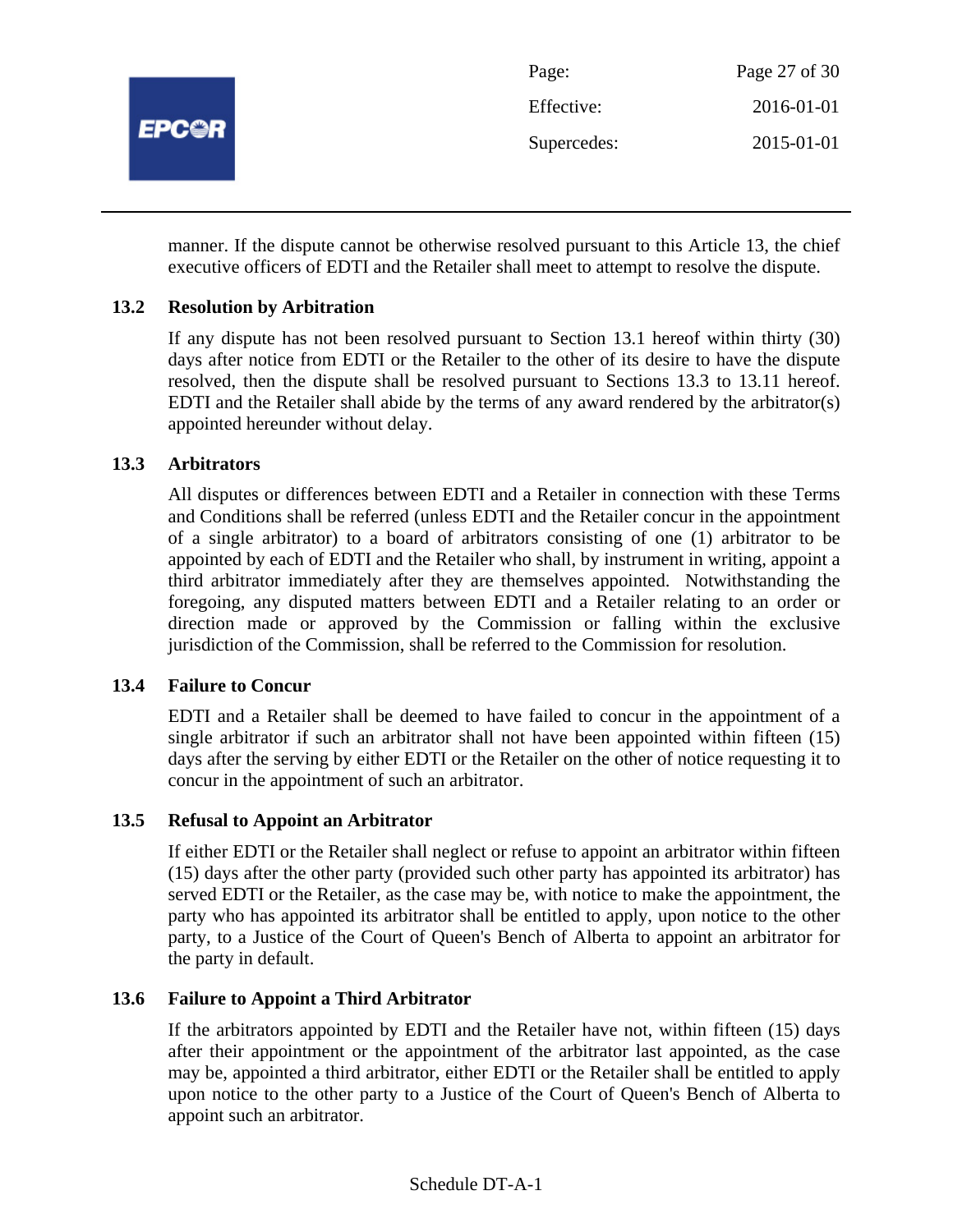manner. If the dispute cannot be otherwise resolved pursuant to this Article 13, the chief executive officers of EDTI and the Retailer shall meet to attempt to resolve the dispute.

### 13.2 Resolution by Arbitration

If any dispute has not been resolved pursuant to Section 13.1 hereof within thirty (30) days after notice from EDTI or the Retailer to the other of its desire to have the dispute resolved, then the dispute shall be resolved pursuant to Sections 13.3 to 13.11 hereof. EDTI and the Retailer shall abide by the terms of any award rendered by the arbitrator(s) appointed hereunder without delay.

### 13.3 Arbitrators

All disputes or differences between EDTI and a Retailer in connection with these Terms and Conditions shall be referred (unless EDTI and the Retailer concur in the appointment of a single arbitrator) to a board of arbitrators consisting of one (1) arbitrator to be appointed by each of EDTI and the Retailer who shall, by instrument in writing, appoint a third arbitrator immediately after they are themselves appointed. Notwithstanding the foregoing, any disputed matters between EDTI and a Retailer relating to an order or direction made or approved by the Commission or falling within the exclusive jurisdiction of the Commission, shall be referred to the Commission for resolution.

### 13.4 Failure to Concur

EDTI and a Retailer shall be deemed to have failed to concur in the appointment of a single arbitrator if such an arbitrator shall not have been appointed within fifteen (15) days after the serving by either EDTI or the Retailer on the other of notice requesting it to concur in the appointment of such an arbitrator.

### 13.5 Refusal to Appoint an Arbitrator

If either EDTI or the Retailer shall neglect or refuse to appoint an arbitrator within fifteen (15) days after the other party (provided such other party has appointed its arbitrator) has served EDTI or the Retailer, as the case may be, with notice to make the appointment, the party who has appointed its arbitrator shall be entitled to apply, upon notice to the other party, to a Justice of the Court of Queen's Bench of Alberta to appoint an arbitrator for the party in default.

### 13.6 Failure to Appoint a Third Arbitrator

If the arbitrators appointed by EDTI and the Retailer have not, within fifteen (15) days after their appointment or the appointment of the arbitrator last appointed, as the case may be, appointed a third arbitrator, either EDTI or the Retailer shall be entitled to apply upon notice to the other party to a Justice of the Court of Queen's Bench of Alberta to appoint such an arbitrator.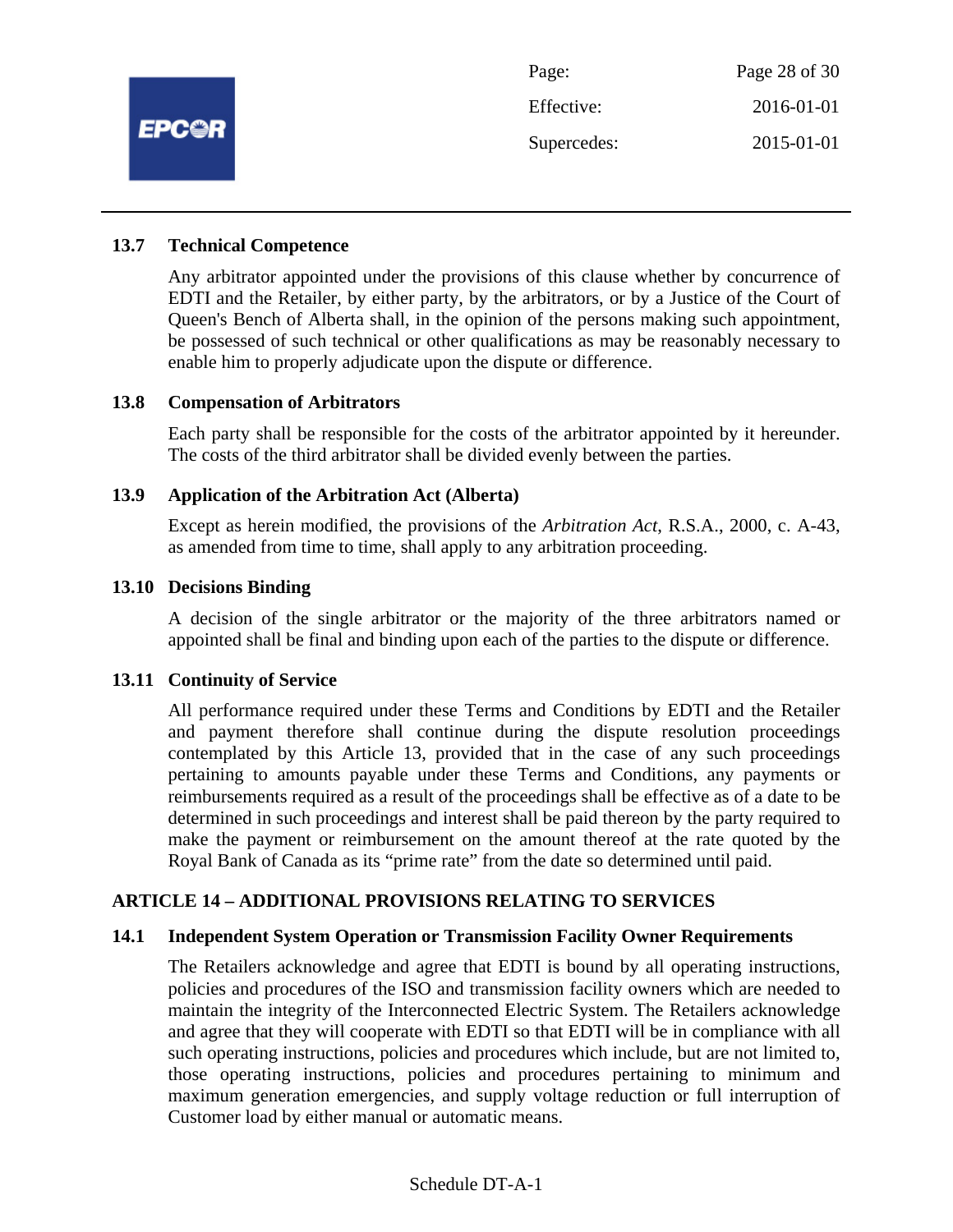### 13.7 Technical Competence

Any arbitrator appointed under the provisions of this clause whether by concurrence of EDTI and the Retailer, by either party, by the arbitrators, or by a Justice of the Court of Queen's Bench of Alberta shall, in the opinion of the persons making such appointment, be possessed of such technical or other qualifications as may be reasonably necessary to enable him to properly adjudicate upon the dispute or difference.

### 13.8 Compensation of Arbitrators

Each party shall be responsible for the costs of the arbitrator appointed by it hereunder. The costs of the third arbitrator shall be divided evenly between the parties.

### 13.9 Application of the Arbitration Act (Alberta)

Except as herein modified, the provisions of the *Arbitration Act*, R.S.A., 2000, c. A-43, as amended from time to time, shall apply to any arbitration proceeding.

### 13.10 Decisions Binding

A decision of the single arbitrator or the majority of the three arbitrators named or appointed shall be final and binding upon each of the parties to the dispute or difference.

### 13.11 Continuity of Service

All performance required under these Terms and Conditions by EDTI and the Retailer and payment therefore shall continue during the dispute resolution proceedings contemplated by this Article 13, provided that in the case of any such proceedings pertaining to amounts payable under these Terms and Conditions, any payments or reimbursements required as a result of the proceedings shall be effective as of a date to be determined in such proceedings and interest shall be paid thereon by the party required to make the payment or reimbursement on the amount thereof at the rate quoted by the Royal Bank of Canada as its “prime rate” from the date so determined until paid.

## ARTICLE 14 – ADDITIONAL PROVISIONS RELATING TO SERVICES

### 14.1 Independent System Operation or Transmission Facility Owner Requirements

The Retailers acknowledge and agree that EDTI is bound by all operating instructions, policies and procedures of the ISO and transmission facility owners which are needed to maintain the integrity of the Interconnected Electric System. The Retailers acknowledge and agree that they will cooperate with EDTI so that EDTI will be in compliance with all such operating instructions, policies and procedures which include, but are not limited to, those operating instructions, policies and procedures pertaining to minimum and maximum generation emergencies, and supply voltage reduction or full interruption of Customer load by either manual or automatic means.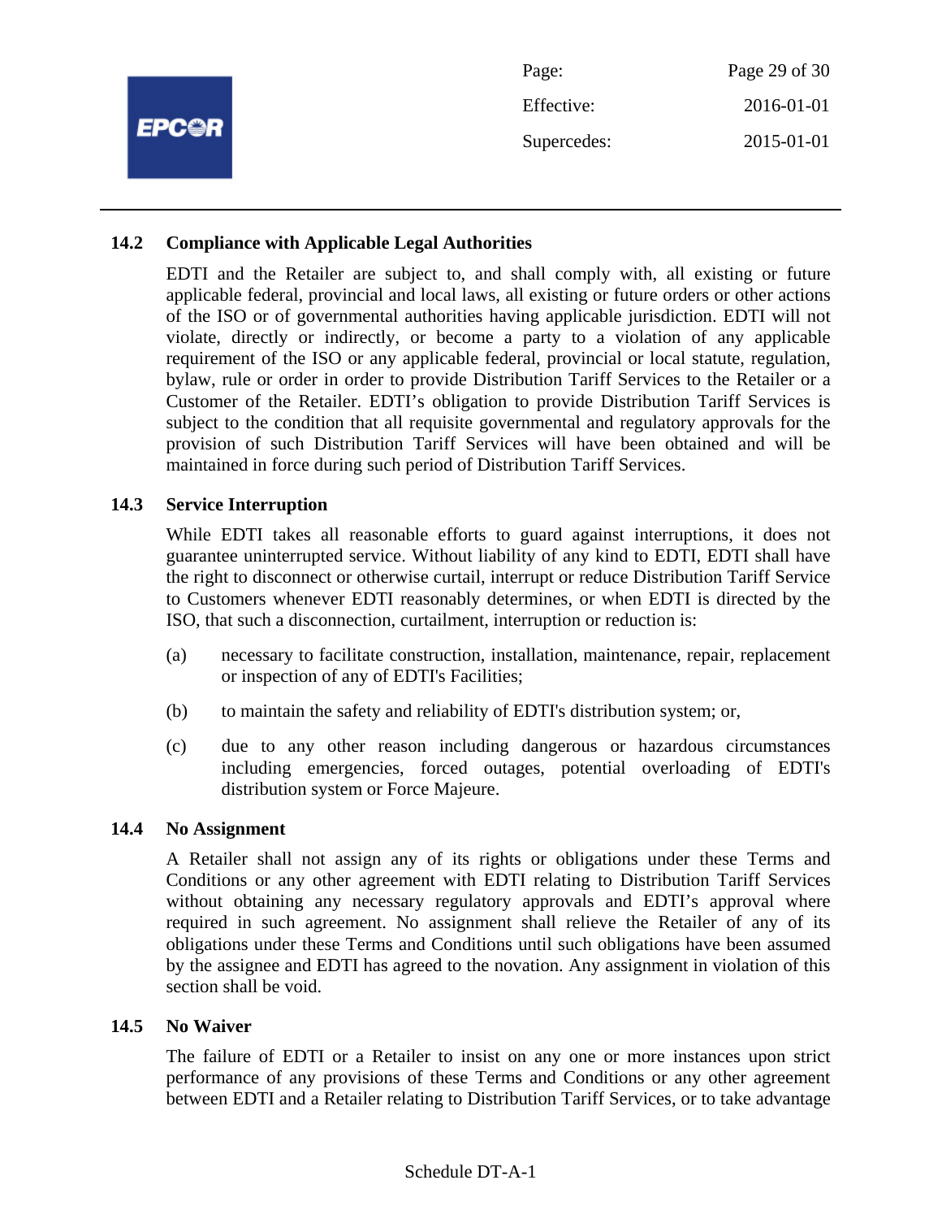### 14.2 Compliance with Applicable Legal Authorities

EDTI and the Retailer are subject to, and shall comply with, all existing or future applicable federal, provincial and local laws, all existing or future orders or other actions of the ISO or of governmental authorities having applicable jurisdiction. EDTI will not violate, directly or indirectly, or become a party to a violation of any applicable requirement of the ISO or any applicable federal, provincial or local statute, regulation, bylaw, rule or order in order to provide Distribution Tariff Services to the Retailer or a Customer of the Retailer. EDTI's obligation to provide Distribution Tariff Services is subject to the condition that all requisite governmental and regulatory approvals for the provision of such Distribution Tariff Services will have been obtained and will be maintained in force during such period of Distribution Tariff Services.

### 14.3 Service Interruption

While EDTI takes all reasonable efforts to guard against interruptions, it does not guarantee uninterrupted service. Without liability of any kind to EDTI, EDTI shall have the right to disconnect or otherwise curtail, interrupt or reduce Distribution Tariff Service to Customers whenever EDTI reasonably determines, or when EDTI is directed by the ISO, that such a disconnection, curtailment, interruption or reduction is:

(a) necessary to facilitate construction, installation, maintenance, repair, replacement or inspection of any of EDTI's Facilities;

(b) to maintain the safety and reliability of EDTI's distribution system; or,

(c) due to any other reason including dangerous or hazardous circumstances including emergencies, forced outages, potential overloading of EDTI's distribution system or Force Majeure.

### 14.4 No Assignment

A Retailer shall not assign any of its rights or obligations under these Terms and Conditions or any other agreement with EDTI relating to Distribution Tariff Services without obtaining any necessary regulatory approvals and EDTI's approval where required in such agreement. No assignment shall relieve the Retailer of any of its obligations under these Terms and Conditions until such obligations have been assumed by the assignee and EDTI has agreed to the novation. Any assignment in violation of this section shall be void.

### 14.5 No Waiver

The failure of EDTI or a Retailer to insist on any one or more instances upon strict performance of any provisions of these Terms and Conditions or any other agreement between EDTI and a Retailer relating to Distribution Tariff Services, or to take advantage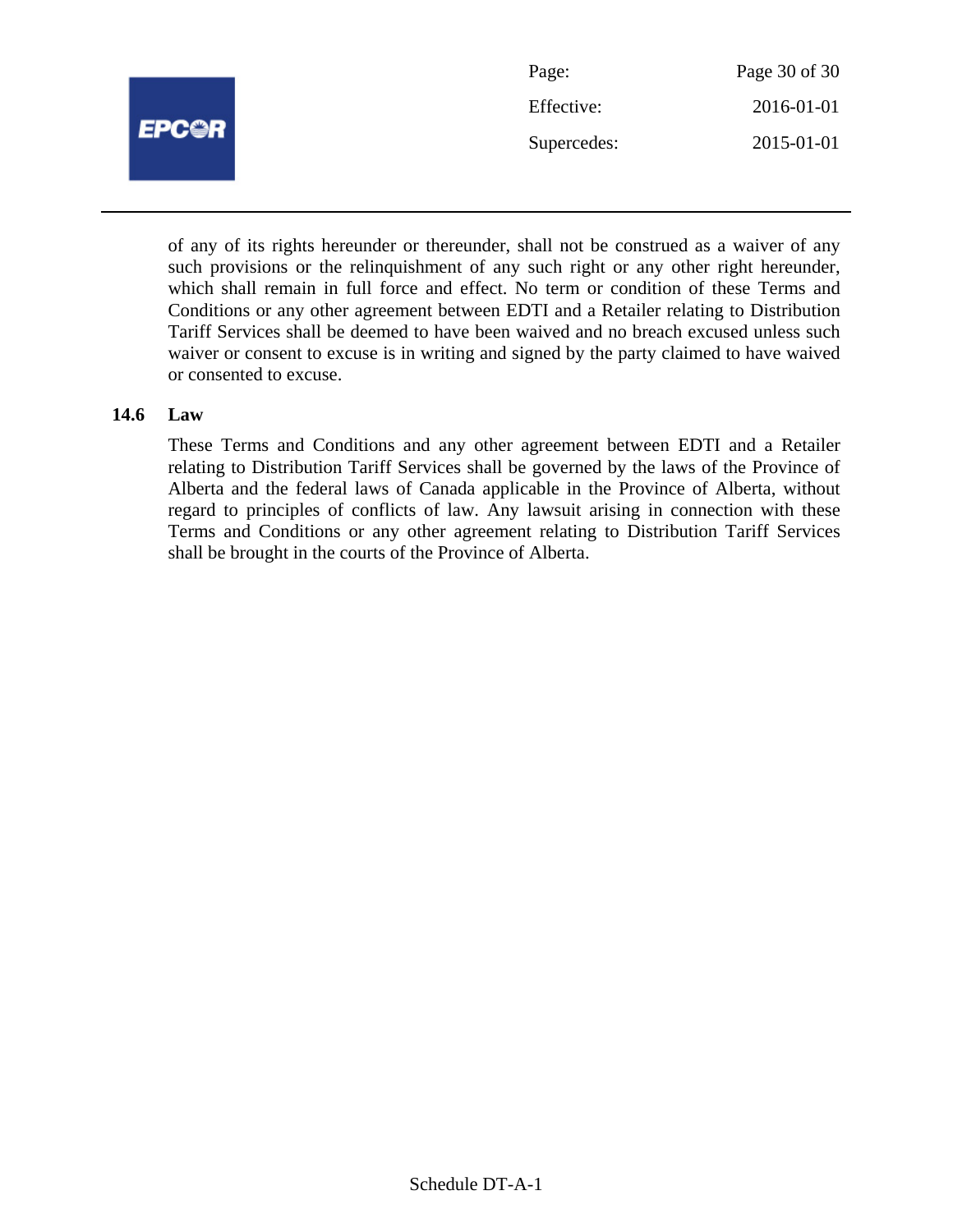of any of its rights hereunder or thereunder, shall not be construed as a waiver of any such provisions or the relinquishment of any such right or any other right hereunder, which shall remain in full force and effect. No term or condition of these Terms and Conditions or any other agreement between EDTI and a Retailer relating to Distribution Tariff Services shall be deemed to have been waived and no breach excused unless such waiver or consent to excuse is in writing and signed by the party claimed to have waived or consented to excuse.

### 14.6 Law

These Terms and Conditions and any other agreement between EDTI and a Retailer relating to Distribution Tariff Services shall be governed by the laws of the Province of Alberta and the federal laws of Canada applicable in the Province of Alberta, without regard to principles of conflicts of law. Any lawsuit arising in connection with these Terms and Conditions or any other agreement relating to Distribution Tariff Services shall be brought in the courts of the Province of Alberta.